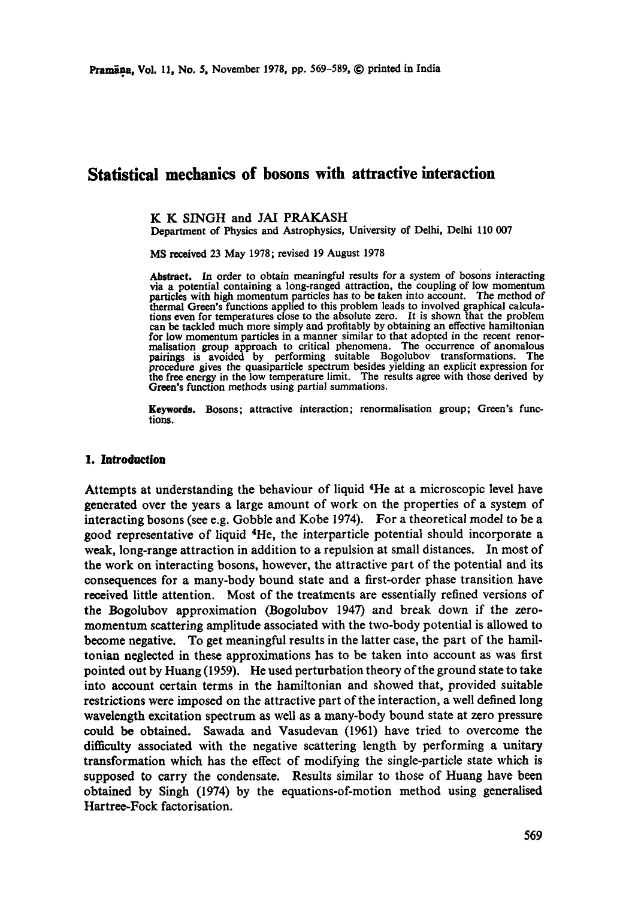# Statistical mechanics of bosons with attractive interaction

K K SINGH and JAI PRAKASH

Department of Physics and Astrophysics, University of Delhi, Delhi 110 007

MS received 23 May 1978; revised 19 August 1978

**Abstract.** In order to obtain meaningful results for a system of bosons interacting via a potential containing a long-ranged attraction, the coupling of low momentum particles with high momentum particles has to be taken into account. The method of thermal Green's functions applied to this problem leads to involved graphical calculations even for temperatures close to the absolute zero. It is shown that the problem can be tackled much more simply and profitably by obtaining an effective hamiltonian for low momentum particles in a manner similar to that adopted in the recent renormalisation group approach to critical phenomena. The occurrence of anomalous pairings is avoided by performing suitable Bogolubov transformations. The procedure gives the quasiparticle spectrum besides yielding an explicit expression for the free energy in the low temperature limit. The results agree with those derived by Green's function methods using partial summations.

**Keywords.** Bosons; attractive interaction; renormalisation group; Green's functions.

## 1. Introduction

Attempts at understanding the behaviour of liquid $^4$He at a microscopic level have generated over the years a large amount of work on the properties of a system of interacting bosons (see e.g. Gobble and Kobe 1974). For a theoretical model to be a good representative of liquid $^4$He, the interparticle potential should incorporate a weak, long-range attraction in addition to a repulsion at small distances. In most of the work on interacting bosons, however, the attractive part of the potential and its consequences for a many-body bound state and a first-order phase transition have received little attention. Most of the treatments are essentially refined versions of the Bogolubov approximation (Bogolubov 1947) and break down if the zero-momentum scattering amplitude associated with the two-body potential is allowed to become negative. To get meaningful results in the latter case, the part of the hamiltonian neglected in these approximations has to be taken into account as was first pointed out by Huang (1959). He used perturbation theory of the ground state to take into account certain terms in the hamiltonian and showed that, provided suitable restrictions were imposed on the attractive part of the interaction, a well defined long wavelength excitation spectrum as well as a many-body bound state at zero pressure could be obtained. Sawada and Vasudevan (1961) have tried to overcome the difficulty associated with the negative scattering length by performing a unitary transformation which has the effect of modifying the single-particle state which is supposed to carry the condensate. Results similar to those of Huang have been obtained by Singh (1974) by the equations-of-motion method using generalised Hartree-Fock factorisation.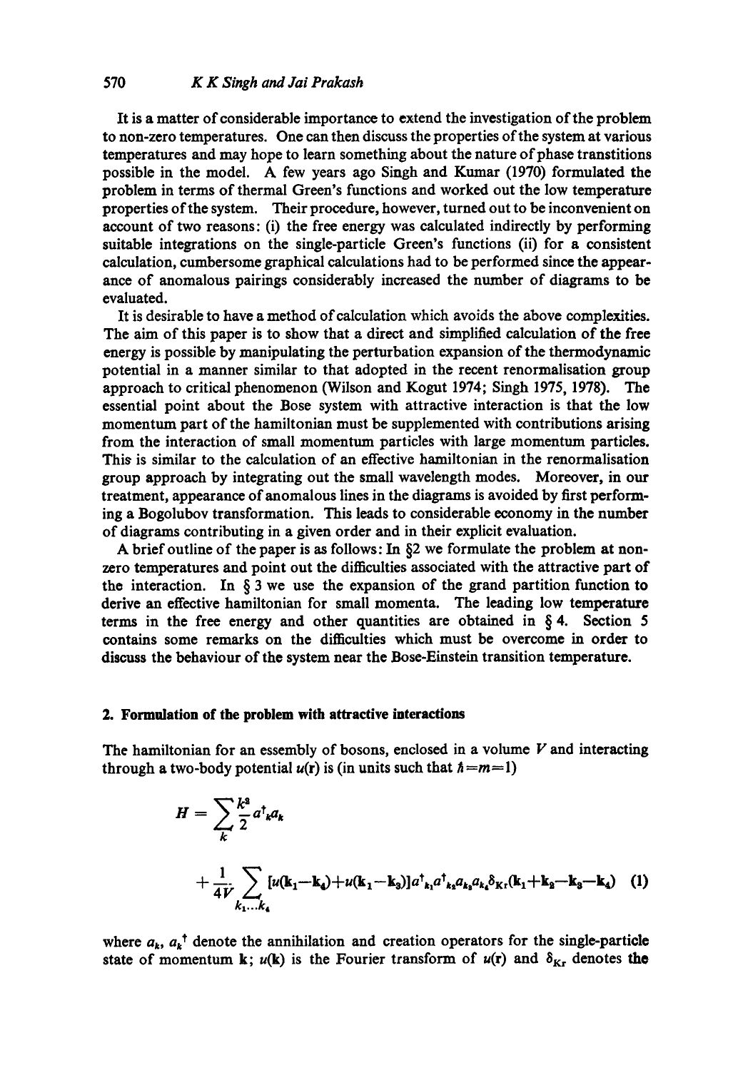It is a matter of considerable importance to extend the investigation of the problem to non-zero temperatures. One can then discuss the properties of the system at various temperatures and may hope to learn something about the nature of phase transtitions possible in the model. A few years ago Singh and Kumar (1970) formulated the problem in terms of thermal Green's functions and worked out the low temperature properties of the system. Their procedure, however, turned out to be inconvenient on account of two reasons: (i) the free energy was calculated indirectly by performing suitable integrations on the single-particle Green's functions (ii) for a consistent calculation, cumbersome graphical calculations had to be performed since the appearance of anomalous pairings considerably increased the number of diagrams to be evaluated.

It is desirable to have a method of calculation which avoids the above complexities. The aim of this paper is to show that a direct and simplified calculation of the free energy is possible by manipulating the perturbation expansion of the thermodynamic potential in a manner similar to that adopted in the recent renormalisation group approach to critical phenomenon (Wilson and Kogut 1974; Singh 1975, 1978). The essential point about the Bose system with attractive interaction is that the low momentum part of the hamiltonian must be supplemented with contributions arising from the interaction of small momentum particles with large momentum particles. This is similar to the calculation of an effective hamiltonian in the renormalisation group approach by integrating out the small wavelength modes. Moreover, in our treatment, appearance of anomalous lines in the diagrams is avoided by first performing a Bogolubov transformation. This leads to considerable economy in the number of diagrams contributing in a given order and in their explicit evaluation.

A brief outline of the paper is as follows: In §2 we formulate the problem at non-zero temperatures and point out the difficulties associated with the attractive part of the interaction. In § 3 we use the expansion of the grand partition function to derive an effective hamiltonian for small momenta. The leading low temperature terms in the free energy and other quantities are obtained in § 4. Section 5 contains some remarks on the difficulties which must be overcome in order to discuss the behaviour of the system near the Bose-Einstein transition temperature.

## 2. Formulation of the problem with attractive interactions

The hamiltonian for an essembly of bosons, enclosed in a volume $V$ and interacting through a two-body potential $u(\mathbf{r})$ is (in units such that $\hbar = m = 1$)

$$H = \sum_{k} \frac{k^2}{2} a^\dagger_k a_k + \frac{1}{4V} \sum_{k_1 \ldots k_4} [u(\mathbf{k}_1 - \mathbf{k}_4) + u(\mathbf{k}_1 - \mathbf{k}_3)] a^\dagger_{k_1} a^\dagger_{k_2} a_{k_3} a_{k_4} \delta_{\mathrm{Kr}}(\mathbf{k}_1 + \mathbf{k}_2 - \mathbf{k}_3 - \mathbf{k}_4) \quad (1)$$

where $a_k$, $a_k^\dagger$ denote the annihilation and creation operators for the single-particle state of momentum $\mathbf{k}$; $u(\mathbf{k})$ is the Fourier transform of $u(\mathbf{r})$ and $\delta_{\mathrm{Kr}}$ denotes the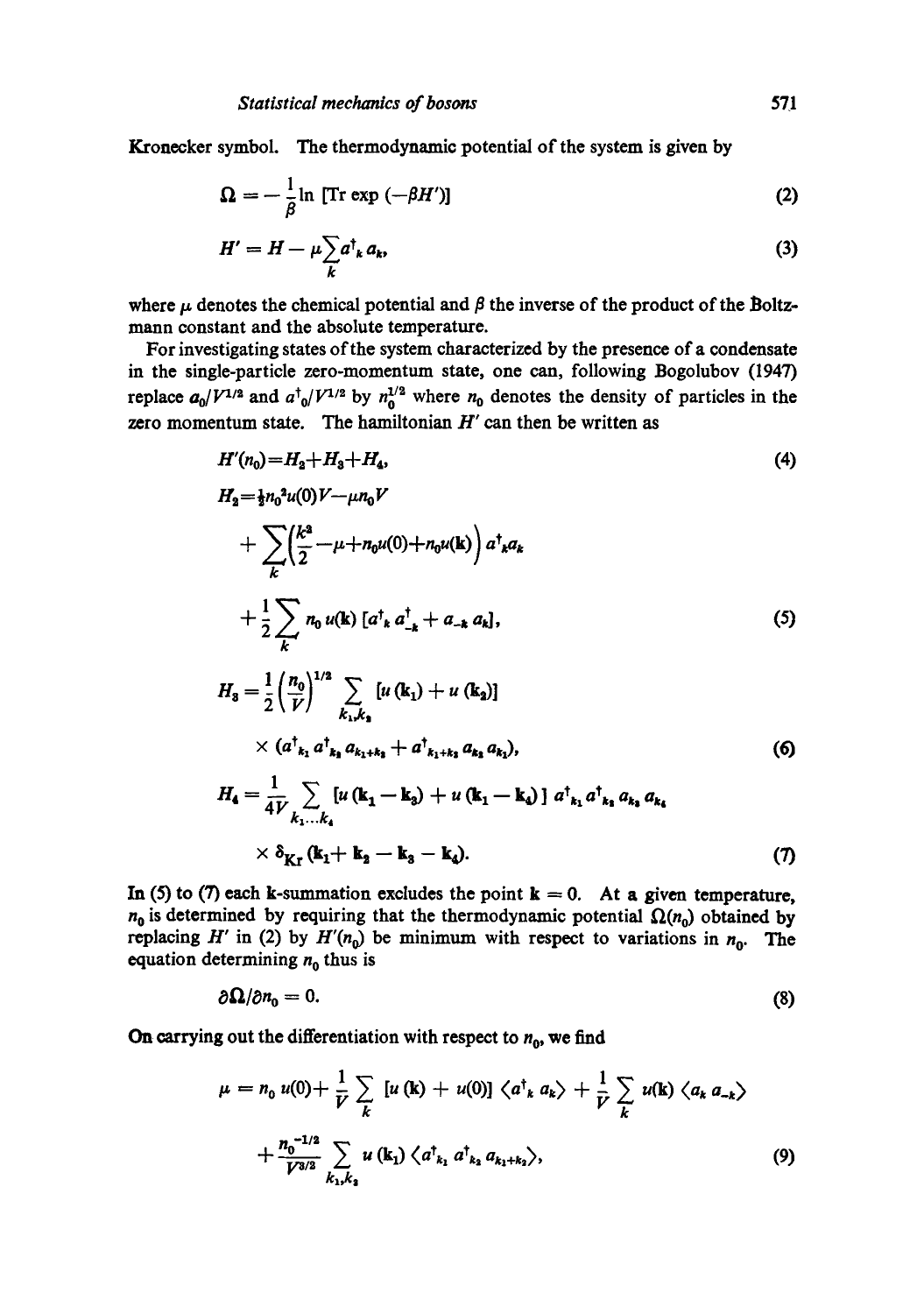Kronecker symbol. The thermodynamic potential of the system is given by

$$\Omega = -\frac{1}{\beta}\ln\left[\mathrm{Tr}\exp\left(-\beta H'\right)\right] \tag{2}$$

$$H' = H - \mu\sum_k a^\dagger_k a_k, \tag{3}$$

where $\mu$ denotes the chemical potential and $\beta$ the inverse of the product of the Boltzmann constant and the absolute temperature.

For investigating states of the system characterized by the presence of a condensate in the single-particle zero-momentum state, one can, following Bogolubov (1947) replace $a_0/V^{1/2}$ and $a^\dagger_0/V^{1/2}$ by $n_0^{1/2}$ where $n_0$ denotes the density of particles in the zero momentum state. The hamiltonian $H'$ can then be written as

$$H'(n_0) = H_2 + H_3 + H_4, \tag{4}$$

$$\begin{aligned} H_2 = {} & \tfrac{1}{2}n_0^2 u(0)V - \mu n_0 V \\ & + \sum_k \left(\frac{k^2}{2} - \mu + n_0 u(0) + n_0 u(\mathbf{k})\right) a^\dagger_k a_k \\ & + \frac{1}{2}\sum_k n_0\, u(\mathbf{k})\left[a^\dagger_k a^\dagger_{-k} + a_{-k} a_k\right], \end{aligned} \tag{5}$$

$$\begin{aligned} H_3 = {} & \frac{1}{2}\left(\frac{n_0}{V}\right)^{1/2} \sum_{k_1,k_2} \left[u(\mathbf{k}_1) + u(\mathbf{k}_2)\right] \\ & \times \left(a^\dagger_{k_1} a^\dagger_{k_2} a_{k_1+k_2} + a^\dagger_{k_1+k_2} a_{k_2} a_{k_1}\right), \end{aligned} \tag{6}$$

$$\begin{aligned} H_4 = {} & \frac{1}{4V}\sum_{k_1 \ldots k_4} \left[u(\mathbf{k}_1 - \mathbf{k}_3) + u(\mathbf{k}_1 - \mathbf{k}_4)\right] a^\dagger_{k_1} a^\dagger_{k_2} a_{k_3} a_{k_4} \\ & \times \delta_{\mathrm{Kr}}(\mathbf{k}_1 + \mathbf{k}_2 - \mathbf{k}_3 - \mathbf{k}_4). \end{aligned} \tag{7}$$

In (5) to (7) each $\mathbf{k}$-summation excludes the point $\mathbf{k} = 0$. At a given temperature, $n_0$ is determined by requiring that the thermodynamic potential $\Omega(n_0)$ obtained by replacing $H'$ in (2) by $H'(n_0)$ be minimum with respect to variations in $n_0$. The equation determining $n_0$ thus is

$$\partial\Omega/\partial n_0 = 0. \tag{8}$$

On carrying out the differentiation with respect to $n_0$, we find

$$\begin{aligned} \mu = {} & n_0\, u(0) + \frac{1}{V}\sum_k \left[u(\mathbf{k}) + u(0)\right]\langle a^\dagger_k a_k\rangle + \frac{1}{V}\sum_k u(\mathbf{k})\langle a_k a_{-k}\rangle \\ & + \frac{n_0^{-1/2}}{V^{3/2}}\sum_{k_1,k_2} u(\mathbf{k}_1)\langle a^\dagger_{k_1} a^\dagger_{k_2} a_{k_1+k_2}\rangle, \end{aligned} \tag{9}$$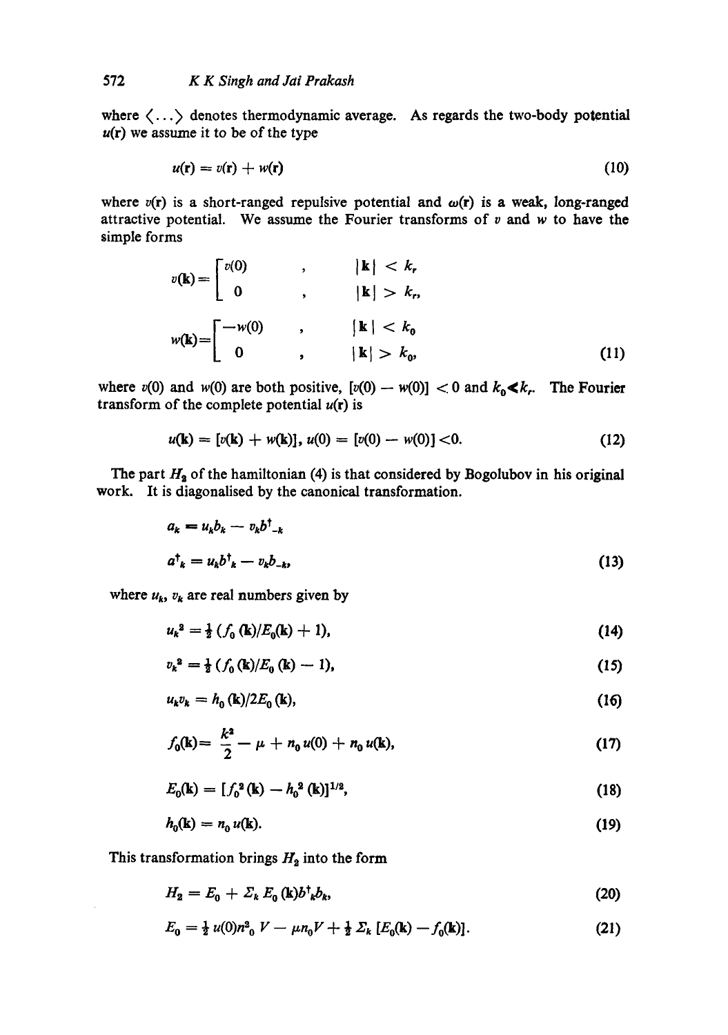where $\langle \ldots \rangle$ denotes thermodynamic average. As regards the two-body potential $u(\mathbf{r})$ we assume it to be of the type

$$u(\mathbf{r}) = v(\mathbf{r}) + w(\mathbf{r}) \tag{10}$$

where $v(\mathbf{r})$ is a short-ranged repulsive potential and $\omega(\mathbf{r})$ is a weak, long-ranged attractive potential. We assume the Fourier transforms of $v$ and $w$ to have the simple forms

$$v(\mathbf{k}) = \begin{bmatrix} v(0) & , & |\mathbf{k}| < k_r \\ 0 & , & |\mathbf{k}| > k_r, \end{bmatrix}$$

$$w(\mathbf{k}) = \begin{bmatrix} -w(0) & , & |\mathbf{k}| < k_0 \\ 0 & , & |\mathbf{k}| > k_0, \end{bmatrix} \tag{11}$$

where $v(0)$ and $w(0)$ are both positive, $[v(0) - w(0)] < 0$ and $k_0 \ll k_r$. The Fourier transform of the complete potential $u(\mathbf{r})$ is

$$u(\mathbf{k}) = [v(\mathbf{k}) + w(\mathbf{k})], \; u(0) = [v(0) - w(0)] < 0. \tag{12}$$

The part $H_2$ of the hamiltonian (4) is that considered by Bogolubov in his original work. It is diagonalised by the canonical transformation.

$$a_k = u_k b_k - v_k b^{\dagger}_{-k}$$

$$a^{\dagger}_k = u_k b^{\dagger}_k - v_k b_{-k}, \tag{13}$$

where $u_k$, $v_k$ are real numbers given by

$$u_k^2 = \tfrac{1}{2}\left(f_0(\mathbf{k})/E_0(\mathbf{k}) + 1\right), \tag{14}$$

$$v_k^2 = \tfrac{1}{2}\left(f_0(\mathbf{k})/E_0(\mathbf{k}) - 1\right), \tag{15}$$

$$u_k v_k = h_0(\mathbf{k})/2E_0(\mathbf{k}), \tag{16}$$

$$f_0(\mathbf{k}) = \frac{k^2}{2} - \mu + n_0 u(0) + n_0 u(\mathbf{k}), \tag{17}$$

$$E_0(\mathbf{k}) = [f_0^2(\mathbf{k}) - h_0^2(\mathbf{k})]^{1/2}, \tag{18}$$

$$h_0(\mathbf{k}) = n_0 u(\mathbf{k}). \tag{19}$$

This transformation brings $H_2$ into the form

$$H_2 = E_0 + \Sigma_k E_0(\mathbf{k}) b^{\dagger}_k b_k, \tag{20}$$

$$E_0 = \tfrac{1}{2} u(0) n_0^2 V - \mu n_0 V + \tfrac{1}{2} \Sigma_k [E_0(\mathbf{k}) - f_0(\mathbf{k})]. \tag{21}$$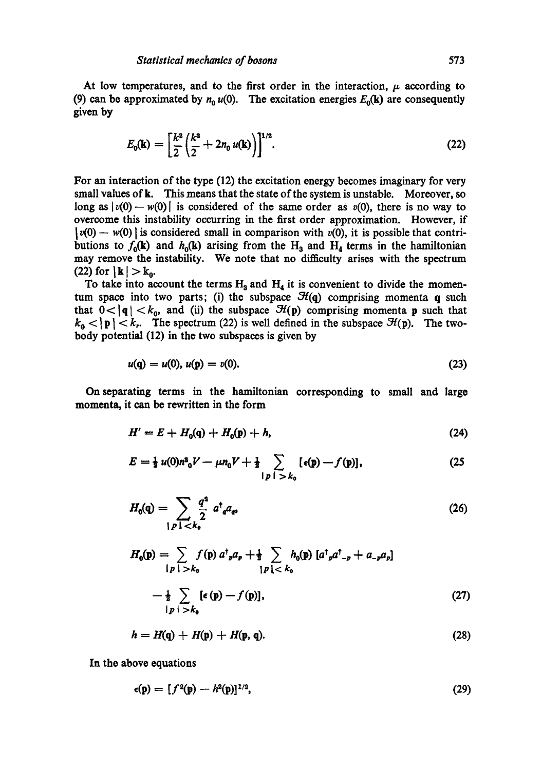At low temperatures, and to the first order in the interaction, $\mu$ according to (9) can be approximated by $n_0 u(0)$. The excitation energies $E_0(\mathbf{k})$ are consequently given by

$$E_0(\mathbf{k}) = \left[\frac{k^2}{2}\left(\frac{k^2}{2} + 2n_0 u(\mathbf{k})\right)\right]^{1/2}. \tag{22}$$

For an interaction of the type (12) the excitation energy becomes imaginary for very small values of $\mathbf{k}$. This means that the state of the system is unstable. Moreover, so long as $|v(0) - w(0)|$ is considered of the same order as $v(0)$, there is no way to overcome this instability occurring in the first order approximation. However, if $|v(0) - w(0)|$ is considered small in comparison with $v(0)$, it is possible that contributions to $f_0(\mathbf{k})$ and $h_0(\mathbf{k})$ arising from the $H_3$ and $H_4$ terms in the hamiltonian may remove the instability. We note that no difficulty arises with the spectrum (22) for $|\mathbf{k}| > k_0$.

To take into account the terms $H_3$ and $H_4$ it is convenient to divide the momentum space into two parts; (i) the subspace $\mathcal{H}(\mathbf{q})$ comprising momenta $\mathbf{q}$ such that $0 < |\mathbf{q}| < k_0$, and (ii) the subspace $\mathcal{H}(\mathbf{p})$ comprising momenta $\mathbf{p}$ such that $k_0 < |\mathbf{p}| < k_r$. The spectrum (22) is well defined in the subspace $\mathcal{H}(\mathbf{p})$. The two-body potential (12) in the two subspaces is given by

$$u(\mathbf{q}) = u(0), \; u(\mathbf{p}) = v(0). \tag{23}$$

On separating terms in the hamiltonian corresponding to small and large momenta, it can be rewritten in the form

$$H' = E + H_0(\mathbf{q}) + H_0(\mathbf{p}) + h, \tag{24}$$

$$E = \tfrac{1}{2}\, u(0) n_0^2 V - \mu n_0 V + \tfrac{1}{2} \sum_{|p| > k_0} [\epsilon(\mathbf{p}) - f(\mathbf{p})], \tag{25}$$

$$H_0(\mathbf{q}) = \sum_{|p| < k_0} \frac{q^2}{2}\, a^\dagger_q a_q, \tag{26}$$

$$H_0(\mathbf{p}) = \sum_{|p| > k_0} f(\mathbf{p})\, a^\dagger_p a_p + \tfrac{1}{2} \sum_{|p| < k_0} h_0(\mathbf{p})\, [a^\dagger_p a^\dagger_{-p} + a_{-p} a_p]$$

$$- \tfrac{1}{2} \sum_{|p| > k_0} [\epsilon(\mathbf{p}) - f(\mathbf{p})], \tag{27}$$

$$h = H(\mathbf{q}) + H(\mathbf{p}) + H(\mathbf{p}, \mathbf{q}). \tag{28}$$

In the above equations

$$\epsilon(\mathbf{p}) = [f^2(\mathbf{p}) - h^2(\mathbf{p})]^{1/2}, \tag{29}$$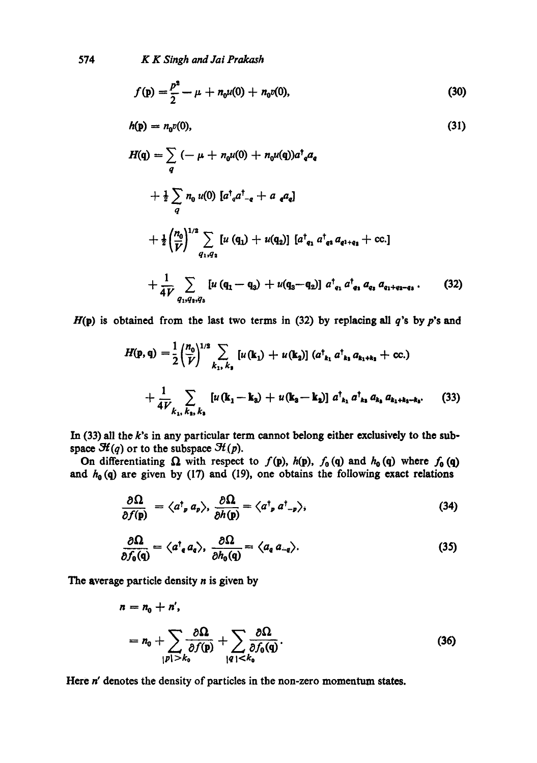$$f(\mathbf{p}) = \frac{p^2}{2} - \mu + n_0 u(0) + n_0 v(0), \tag{30}$$

$$h(\mathbf{p}) = n_0 v(0), \tag{31}$$

$$\begin{aligned}
H(\mathbf{q}) = & \sum_q (-\mu + n_0 u(0) + n_0 u(\mathbf{q})) a^\dagger_q a_q \\
& + \tfrac{1}{2} \sum_q n_0\, u(0)\, [a^\dagger_q a^\dagger_{-q} + a_{-q} a_q] \\
& + \tfrac{1}{2} \left(\frac{n_0}{V}\right)^{1/2} \sum_{q_1, q_2} [u(\mathbf{q}_1) + u(\mathbf{q}_2)]\, [a^\dagger_{q_1} a^\dagger_{q_2} a_{q_1+q_2} + \text{cc.}] \\
& + \frac{1}{4V} \sum_{q_1, q_2, q_3} [u(\mathbf{q}_1 - \mathbf{q}_3) + u(\mathbf{q}_3 - \mathbf{q}_2)]\, a^\dagger_{q_1} a^\dagger_{q_2} a_{q_3} a_{q_1+q_2-q_3} \,.
\end{aligned} \tag{32}$$

$H(\mathbf{p})$ is obtained from the last two terms in (32) by replacing all $q$'s by $p$'s and

$$\begin{aligned}
H(\mathbf{p}, \mathbf{q}) = & \frac{1}{2}\left(\frac{n_0}{V}\right)^{1/2} \sum_{k_1, k_2} [u(\mathbf{k}_1) + u(\mathbf{k}_2)]\, (a^\dagger_{k_1} a^\dagger_{k_2} a_{k_1+k_2} + \text{cc.}) \\
& + \frac{1}{4V} \sum_{k_1, k_2, k_3} [u(\mathbf{k}_1 - \mathbf{k}_3) + u(\mathbf{k}_3 - \mathbf{k}_2)]\, a^\dagger_{k_1} a^\dagger_{k_2} a_{k_3} a_{k_1+k_2-k_3}.
\end{aligned} \tag{33}$$

In (33) all the $k$'s in any particular term cannot belong either exclusively to the subspace $\mathcal{H}(q)$ or to the subspace $\mathcal{H}(p)$.

On differentiating $\Omega$ with respect to $f(\mathbf{p})$, $h(\mathbf{p})$, $f_0(\mathbf{q})$ and $h_0(\mathbf{q})$ where $f_0(\mathbf{q})$ and $h_0(\mathbf{q})$ are given by (17) and (19), one obtains the following exact relations

$$\frac{\partial \Omega}{\partial f(\mathbf{p})} = \langle a^\dagger_p a_p \rangle, \quad \frac{\partial \Omega}{\partial h(\mathbf{p})} = \langle a^\dagger_p a^\dagger_{-p} \rangle, \tag{34}$$

$$\frac{\partial \Omega}{\partial f_0(\mathbf{q})} = \langle a^\dagger_q a_q \rangle, \quad \frac{\partial \Omega}{\partial h_0(\mathbf{q})} = \langle a_q a_{-q} \rangle. \tag{35}$$

The average particle density $n$ is given by

$$\begin{aligned}
n &= n_0 + n', \\
&= n_0 + \sum_{|p| > k_0} \frac{\partial \Omega}{\partial f(\mathbf{p})} + \sum_{|q| < k_0} \frac{\partial \Omega}{\partial f_0(\mathbf{q})}.
\end{aligned} \tag{36}$$

Here $n'$ denotes the density of particles in the non-zero momentum states.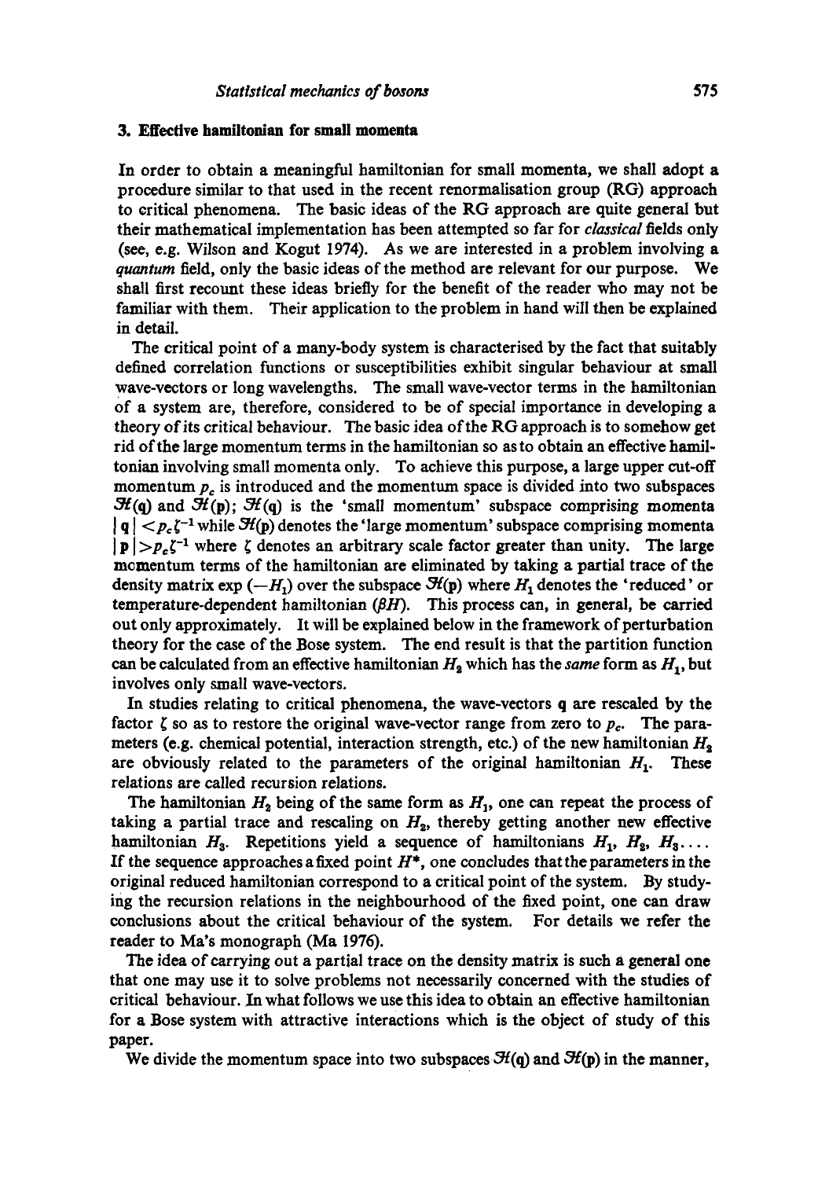## 3. Effective hamiltonian for small momenta

In order to obtain a meaningful hamiltonian for small momenta, we shall adopt a procedure similar to that used in the recent renormalisation group (RG) approach to critical phenomena. The basic ideas of the RG approach are quite general but their mathematical implementation has been attempted so far for *classical* fields only (see, e.g. Wilson and Kogut 1974). As we are interested in a problem involving a *quantum* field, only the basic ideas of the method are relevant for our purpose. We shall first recount these ideas briefly for the benefit of the reader who may not be familiar with them. Their application to the problem in hand will then be explained in detail.

The critical point of a many-body system is characterised by the fact that suitably defined correlation functions or susceptibilities exhibit singular behaviour at small wave-vectors or long wavelengths. The small wave-vector terms in the hamiltonian of a system are, therefore, considered to be of special importance in developing a theory of its critical behaviour. The basic idea of the RG approach is to somehow get rid of the large momentum terms in the hamiltonian so as to obtain an effective hamiltonian involving small momenta only. To achieve this purpose, a large upper cut-off momentum $p_c$ is introduced and the momentum space is divided into two subspaces $\mathcal{H}(\mathbf{q})$ and $\mathcal{H}(\mathbf{p})$; $\mathcal{H}(\mathbf{q})$ is the 'small momentum' subspace comprising momenta $|\mathbf{q}| < p_c \zeta^{-1}$ while $\mathcal{H}(\mathbf{p})$ denotes the 'large momentum' subspace comprising momenta $|\mathbf{p}| > p_c \zeta^{-1}$ where $\zeta$ denotes an arbitrary scale factor greater than unity. The large momentum terms of the hamiltonian are eliminated by taking a partial trace of the density matrix $\exp(-H_1)$ over the subspace $\mathcal{H}(\mathbf{p})$ where $H_1$ denotes the 'reduced' or temperature-dependent hamiltonian ($\beta H$). This process can, in general, be carried out only approximately. It will be explained below in the framework of perturbation theory for the case of the Bose system. The end result is that the partition function can be calculated from an effective hamiltonian $H_2$ which has the *same* form as $H_1$, but involves only small wave-vectors.

In studies relating to critical phenomena, the wave-vectors $\mathbf{q}$ are rescaled by the factor $\zeta$ so as to restore the original wave-vector range from zero to $p_c$. The parameters (e.g. chemical potential, interaction strength, etc.) of the new hamiltonian $H_2$ are obviously related to the parameters of the original hamiltonian $H_1$. These relations are called recursion relations.

The hamiltonian $H_2$ being of the same form as $H_1$, one can repeat the process of taking a partial trace and rescaling on $H_2$, thereby getting another new effective hamiltonian $H_3$. Repetitions yield a sequence of hamiltonians $H_1$, $H_2$, $H_3 \ldots$. If the sequence approaches a fixed point $H^*$, one concludes that the parameters in the original reduced hamiltonian correspond to a critical point of the system. By studying the recursion relations in the neighbourhood of the fixed point, one can draw conclusions about the critical behaviour of the system. For details we refer the reader to Ma's monograph (Ma 1976).

The idea of carrying out a partial trace on the density matrix is such a general one that one may use it to solve problems not necessarily concerned with the studies of critical behaviour. In what follows we use this idea to obtain an effective hamiltonian for a Bose system with attractive interactions which is the object of study of this paper.

We divide the momentum space into two subspaces $\mathcal{H}(\mathbf{q})$ and $\mathcal{H}(\mathbf{p})$ in the manner,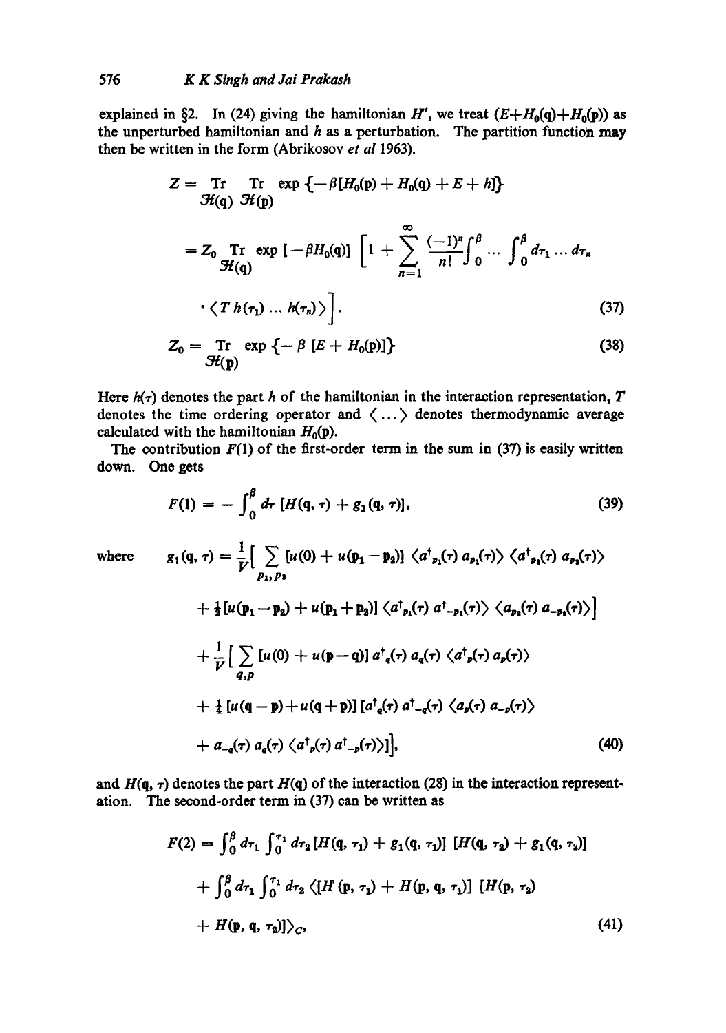explained in §2. In (24) giving the hamiltonian $H'$, we treat $(E+H_0(\mathbf{q})+H_0(\mathbf{p}))$ as the unperturbed hamiltonian and $h$ as a perturbation. The partition function may then be written in the form (Abrikosov *et al* 1963).

$$Z = \underset{\mathcal{H}(\mathbf{q})}{\mathrm{Tr}} \; \underset{\mathcal{H}(\mathbf{p})}{\mathrm{Tr}} \; \exp\{-\beta[H_0(\mathbf{p}) + H_0(\mathbf{q}) + E + h]\}$$

$$= Z_0 \underset{\mathcal{H}(\mathbf{q})}{\mathrm{Tr}} \exp[-\beta H_0(\mathbf{q})] \left[1 + \sum_{n=1}^{\infty} \frac{(-1)^n}{n!} \int_0^{\beta} \cdots \int_0^{\beta} d\tau_1 \ldots d\tau_n \right.$$

$$\left. \cdot \langle T\, h(\tau_1) \ldots h(\tau_n) \rangle \right]. \tag{37}$$

$$Z_0 = \underset{\mathcal{H}(\mathbf{p})}{\mathrm{Tr}} \exp\{-\beta\,[E + H_0(\mathbf{p})]\} \tag{38}$$

Here $h(\tau)$ denotes the part $h$ of the hamiltonian in the interaction representation, $T$ denotes the time ordering operator and $\langle \ldots \rangle$ denotes thermodynamic average calculated with the hamiltonian $H_0(\mathbf{p})$.

The contribution $F(1)$ of the first-order term in the sum in (37) is easily written down. One gets

$$F(1) = -\int_0^{\beta} d\tau\, [H(\mathbf{q}, \tau) + g_1(\mathbf{q}, \tau)], \tag{39}$$

where

$$g_1(\mathbf{q}, \tau) = \frac{1}{V}\Big[ \sum_{p_1, p_2} [u(0) + u(\mathbf{p}_1 - \mathbf{p}_2)] \langle a^{\dagger}_{p_1}(\tau)\, a_{p_1}(\tau)\rangle \langle a^{\dagger}_{p_2}(\tau)\, a_{p_2}(\tau)\rangle$$

$$+ \tfrac{1}{2}[u(\mathbf{p}_1 - \mathbf{p}_2) + u(\mathbf{p}_1 + \mathbf{p}_2)] \langle a^{\dagger}_{p_1}(\tau)\, a^{\dagger}_{-p_1}(\tau)\rangle \langle a_{p_2}(\tau)\, a_{-p_2}(\tau)\rangle \Big]$$

$$+ \frac{1}{V}\Big[ \sum_{q,p} [u(0) + u(\mathbf{p} - \mathbf{q})]\, a^{\dagger}_q(\tau)\, a_q(\tau) \langle a^{\dagger}_p(\tau)\, a_p(\tau)\rangle$$

$$+ \tfrac{1}{2}[u(\mathbf{q} - \mathbf{p}) + u(\mathbf{q} + \mathbf{p})]\, [a^{\dagger}_q(\tau)\, a^{\dagger}_{-q}(\tau) \langle a_p(\tau)\, a_{-p}(\tau)\rangle$$

$$+ a_{-q}(\tau)\, a_q(\tau) \langle a^{\dagger}_p(\tau)\, a^{\dagger}_{-p}(\tau)\rangle]\Big], \tag{40}$$

and $H(\mathbf{q}, \tau)$ denotes the part $H(\mathbf{q})$ of the interaction (28) in the interaction representation. The second-order term in (37) can be written as

$$F(2) = \int_0^{\beta} d\tau_1 \int_0^{\tau_1} d\tau_2\, [H(\mathbf{q}, \tau_1) + g_1(\mathbf{q}, \tau_1)]\; [H(\mathbf{q}, \tau_2) + g_1(\mathbf{q}, \tau_2)]$$

$$+ \int_0^{\beta} d\tau_1 \int_0^{\tau_1} d\tau_2\, \langle [H(\mathbf{p}, \tau_1) + H(\mathbf{p}, \mathbf{q}, \tau_1)]\; [H(\mathbf{p}, \tau_2)$$

$$+ H(\mathbf{p}, \mathbf{q}, \tau_2)] \rangle_C, \tag{41}$$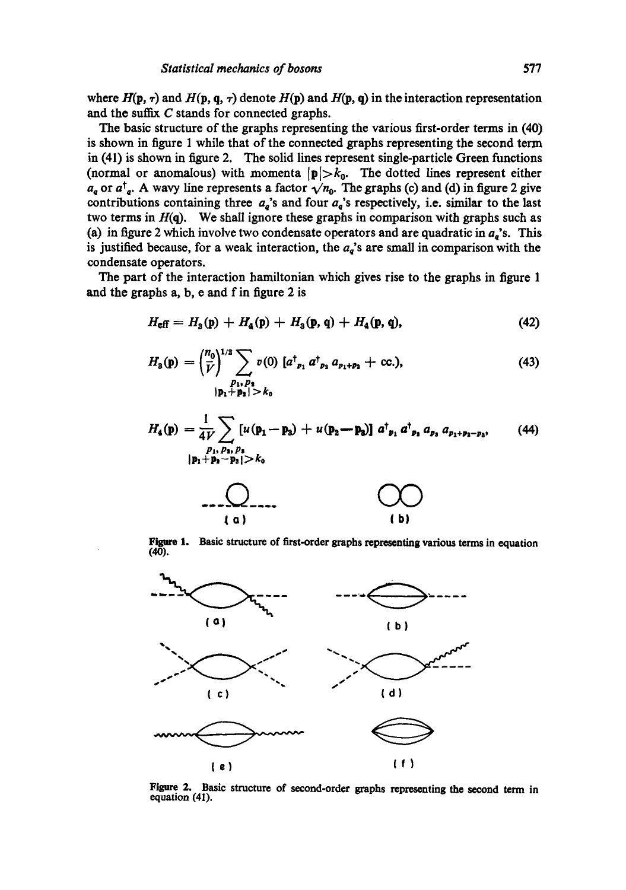where $H(\mathbf{p}, \tau)$ and $H(\mathbf{p}, \mathbf{q}, \tau)$ denote $H(\mathbf{p})$ and $H(\mathbf{p}, \mathbf{q})$ in the interaction representation and the suffix $C$ stands for connected graphs.

The basic structure of the graphs representing the various first-order terms in (40) is shown in figure 1 while that of the connected graphs representing the second term in (41) is shown in figure 2. The solid lines represent single-particle Green functions (normal or anomalous) with momenta $|\mathbf{p}|>k_0$. The dotted lines represent either $a_q$ or $a^\dagger_q$. A wavy line represents a factor $\sqrt{n_0}$. The graphs (c) and (d) in figure 2 give contributions containing three $a_q$'s and four $a_q$'s respectively, i.e. similar to the last two terms in $H(\mathbf{q})$. We shall ignore these graphs in comparison with graphs such as (a) in figure 2 which involve two condensate operators and are quadratic in $a_q$'s. This is justified because, for a weak interaction, the $a_q$'s are small in comparison with the condensate operators.

The part of the interaction hamiltonian which gives rise to the graphs in figure 1 and the graphs a, b, e and f in figure 2 is

$$H_{\text{eff}} = H_3(\mathbf{p}) + H_4(\mathbf{p}) + H_3(\mathbf{p}, \mathbf{q}) + H_4(\mathbf{p}, \mathbf{q}), \tag{42}$$

$$H_3(\mathbf{p}) = \left(\frac{n_0}{V}\right)^{1/2} \sum_{\substack{p_1, p_2 \\ |\mathbf{p}_1+\mathbf{p}_2|>k_0}} v(0)\, [a^\dagger_{p_1} a^\dagger_{p_2} a_{p_1+p_2} + \text{cc.}), \tag{43}$$

$$H_4(\mathbf{p}) = \frac{1}{4V} \sum_{\substack{p_1, p_2, p_3 \\ |\mathbf{p}_1+\mathbf{p}_2-\mathbf{p}_3|>k_0}} [u(\mathbf{p}_1-\mathbf{p}_3) + u(\mathbf{p}_2-\mathbf{p}_3)]\, a^\dagger_{p_1} a^\dagger_{p_2} a_{p_3} a_{p_1+p_2-p_3}, \tag{44}$$

(a) (b)

Figure 1. Basic structure of first-order graphs representing various terms in equation (40).

(a) (b) (c) (d) (e) (f)

Figure 2. Basic structure of second-order graphs representing the second term in equation (41).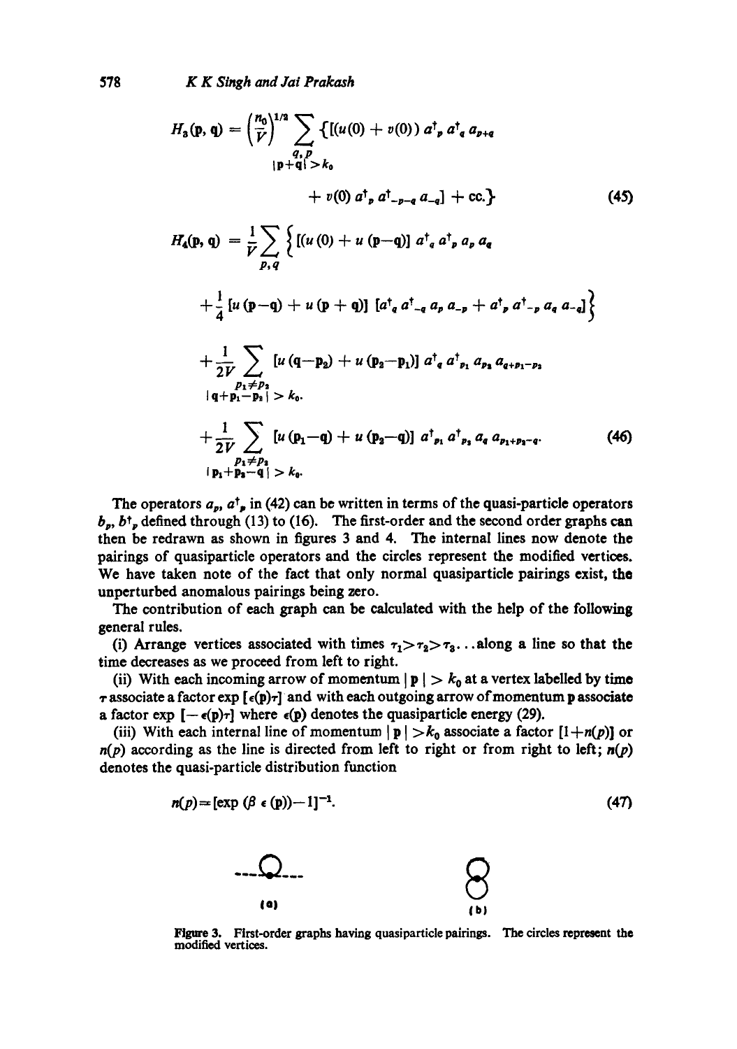$$H_3(\mathbf{p},\mathbf{q}) = \left(\frac{n_0}{V}\right)^{1/2} \sum_{\substack{q,p \\ |\mathbf{p}+\mathbf{q}|>k_0}} \{[(u(0)+v(0))\, a^\dagger_p\, a^\dagger_q\, a_{p+q}$$

$$+ v(0)\, a^\dagger_p\, a^\dagger_{-p-q}\, a_{-q}] + \text{cc.}\} \tag{45}$$

$$H_4(\mathbf{p},\mathbf{q}) = \frac{1}{V}\sum_{p,q} \Big\{ [(u(0)+u(\mathbf{p}-\mathbf{q})]\, a^\dagger_q\, a^\dagger_p\, a_p\, a_q$$

$$+ \frac{1}{4}[u(\mathbf{p}-\mathbf{q}) + u(\mathbf{p}+\mathbf{q})]\, [a^\dagger_q\, a^\dagger_{-q}\, a_p\, a_{-p} + a^\dagger_p\, a^\dagger_{-p}\, a_q\, a_{-q}]\Big\}$$

$$+ \frac{1}{2V} \sum_{\substack{p_1 \neq p_2 \\ |\mathbf{q}+\mathbf{p}_1-\mathbf{p}_2| > k_0.}} [u(\mathbf{q}-\mathbf{p}_2) + u(\mathbf{p}_2-\mathbf{p}_1)]\, a^\dagger_q\, a^\dagger_{p_1}\, a_{p_2}\, a_{q+p_1-p_2}$$

$$+ \frac{1}{2V} \sum_{\substack{p_1 \neq p_2 \\ |\mathbf{p}_1+\mathbf{p}_2-\mathbf{q}| > k_0.}} [u(\mathbf{p}_1-\mathbf{q}) + u(\mathbf{p}_2-\mathbf{q})]\, a^\dagger_{p_1}\, a^\dagger_{p_2}\, a_q\, a_{p_1+p_2-q}. \tag{46}$$

The operators $a_p$, $a^\dagger_p$ in (42) can be written in terms of the quasi-particle operators $b_p$, $b^\dagger_p$ defined through (13) to (16). The first-order and the second order graphs can then be redrawn as shown in figures 3 and 4. The internal lines now denote the pairings of quasiparticle operators and the circles represent the modified vertices. We have taken note of the fact that only normal quasiparticle pairings exist, the unperturbed anomalous pairings being zero.

The contribution of each graph can be calculated with the help of the following general rules.

(i) Arrange vertices associated with times $\tau_1 > \tau_2 > \tau_3 \ldots$ along a line so that the time decreases as we proceed from left to right.

(ii) With each incoming arrow of momentum $|\mathbf{p}| > k_0$ at a vertex labelled by time $\tau$ associate a factor $\exp[\epsilon(\mathbf{p})\tau]$ and with each outgoing arrow of momentum $\mathbf{p}$ associate a factor $\exp[-\epsilon(\mathbf{p})\tau]$ where $\epsilon(\mathbf{p})$ denotes the quasiparticle energy (29).

(iii) With each internal line of momentum $|\mathbf{p}| > k_0$ associate a factor $[1+n(p)]$ or $n(p)$ according as the line is directed from left to right or from right to left; $n(p)$ denotes the quasi-particle distribution function

$$n(p) = [\exp(\beta\, \epsilon(\mathbf{p})) - 1]^{-1}. \tag{47}$$

(a) (b)

Figure 3. First-order graphs having quasiparticle pairings. The circles represent the modified vertices.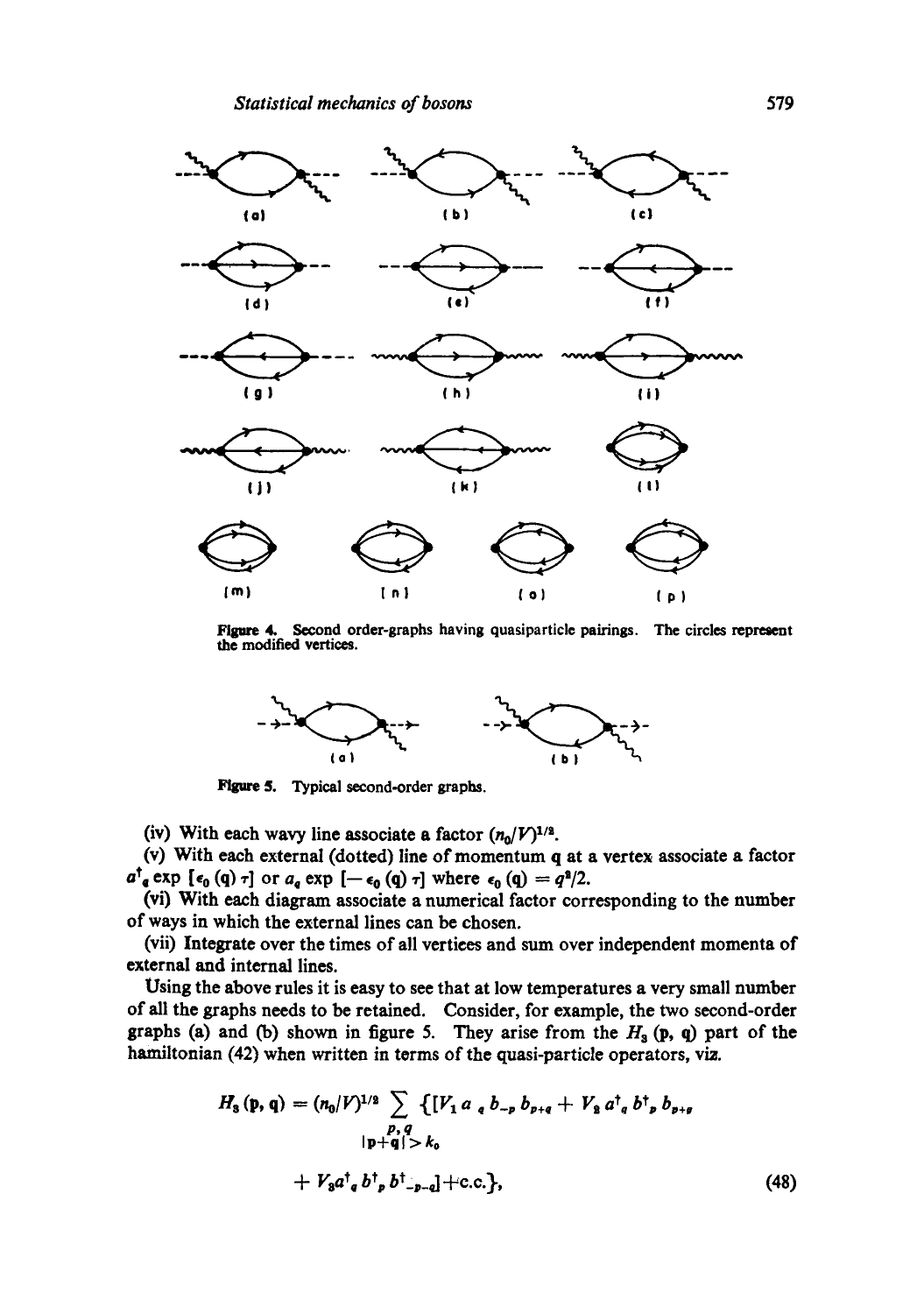Figure 4. Second order-graphs having quasiparticle pairings. The circles represent the modified vertices.

Figure 5. Typical second-order graphs.

(iv) With each wavy line associate a factor $(n_0/V)^{1/2}$.

(v) With each external (dotted) line of momentum $\mathbf{q}$ at a vertex associate a factor $a^{\dagger}_{q} \exp[\epsilon_0(\mathbf{q})\,\tau]$ or $a_q \exp[-\epsilon_0(\mathbf{q})\,\tau]$ where $\epsilon_0(\mathbf{q}) = q^2/2$.

(vi) With each diagram associate a numerical factor corresponding to the number of ways in which the external lines can be chosen.

(vii) Integrate over the times of all vertices and sum over independent momenta of external and internal lines.

Using the above rules it is easy to see that at low temperatures a very small number of all the graphs needs to be retained. Consider, for example, the two second-order graphs (a) and (b) shown in figure 5. They arise from the $H_3(\mathbf{p}, \mathbf{q})$ part of the hamiltonian (42) when written in terms of the quasi-particle operators, viz.

$$H_3(\mathbf{p}, \mathbf{q}) = (n_0/V)^{1/2} \sum_{\substack{p,q \\ |\mathbf{p}+\mathbf{q}| > k_0}} \{[V_1\, a_q\, b_{-p}\, b_{p+q} + V_2\, a^{\dagger}_{q}\, b^{\dagger}_{p}\, b_{p+q} + V_3 a^{\dagger}_{q}\, b^{\dagger}_{p}\, b^{\dagger}_{-p-q}] + \text{c.c.}\}, \tag{48}$$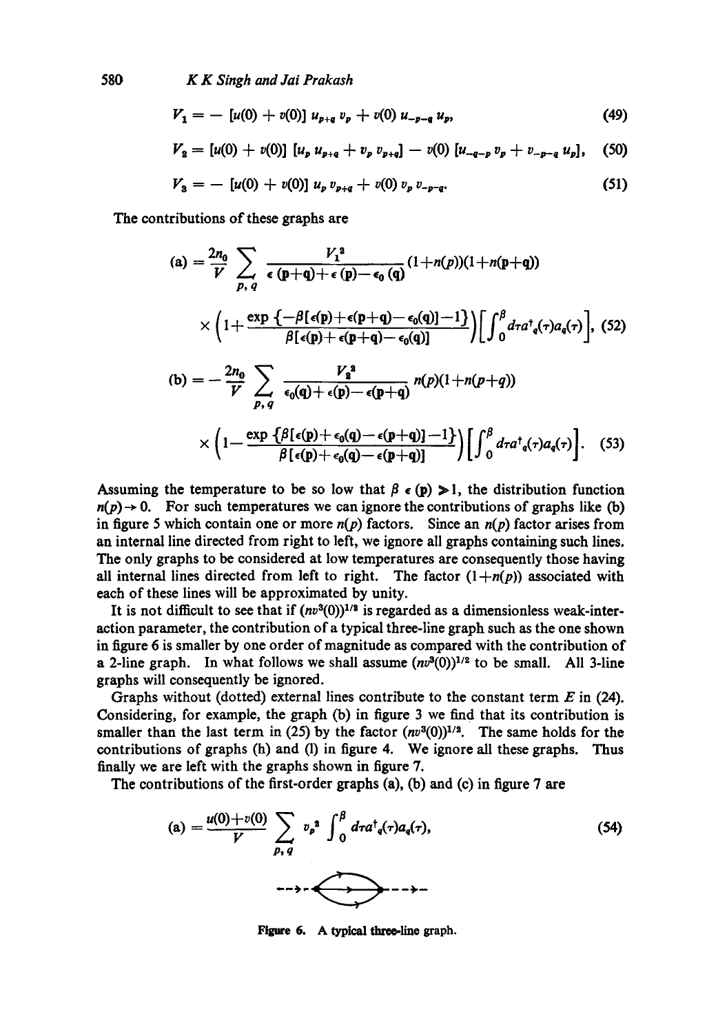$$V_1 = -\ [u(0) + v(0)]\ u_{p+q}\, v_p + v(0)\, u_{-p-q}\, u_p, \tag{49}$$

$$V_2 = [u(0) + v(0)]\ [u_p\, u_{p+q} + v_p\, v_{p+q}] - v(0)\ [u_{-q-p}\, v_p + v_{-p-q}\, u_p], \tag{50}$$

$$V_3 = -\ [u(0) + v(0)]\ u_p\, v_{p+q} + v(0)\, v_p\, v_{-p-q}. \tag{51}$$

The contributions of these graphs are

$$\text{(a)} = \frac{2n_0}{V} \sum_{p,q} \frac{V_1^2}{\epsilon(\mathbf{p}+\mathbf{q}) + \epsilon(\mathbf{p}) - \epsilon_0(\mathbf{q})} (1+n(p))(1+n(\mathbf{p}+\mathbf{q}))$$

$$\times \left(1 + \frac{\exp\{-\beta[\epsilon(\mathbf{p})+\epsilon(\mathbf{p}+\mathbf{q})-\epsilon_0(\mathbf{q})]-1\}}{\beta[\epsilon(\mathbf{p})+\epsilon(\mathbf{p}+\mathbf{q})-\epsilon_0(\mathbf{q})]}\right)\left[\int_0^\beta d\tau a_q^\dagger(\tau) a_q(\tau)\right], \tag{52}$$

$$\text{(b)} = -\frac{2n_0}{V} \sum_{p,q} \frac{V_2^2}{\epsilon_0(\mathbf{q}) + \epsilon(\mathbf{p}) - \epsilon(\mathbf{p}+\mathbf{q})}\, n(p)(1+n(p+q))$$

$$\times \left(1 - \frac{\exp\{\beta[\epsilon(\mathbf{p})+\epsilon_0(\mathbf{q})-\epsilon(\mathbf{p}+\mathbf{q})]-1\}}{\beta[\epsilon(\mathbf{p})+\epsilon_0(\mathbf{q})-\epsilon(\mathbf{p}+\mathbf{q})]}\right)\left[\int_0^\beta d\tau a_q^\dagger(\tau) a_q(\tau)\right]. \tag{53}$$

Assuming the temperature to be so low that $\beta\, \epsilon\, (\mathbf{p}) \gg 1$, the distribution function $n(p) \to 0$. For such temperatures we can ignore the contributions of graphs like (b) in figure 5 which contain one or more $n(p)$ factors. Since an $n(p)$ factor arises from an internal line directed from right to left, we ignore all graphs containing such lines. The only graphs to be considered at low temperatures are consequently those having all internal lines directed from left to right. The factor $(1+n(p))$ associated with each of these lines will be approximated by unity.

It is not difficult to see that if $(nv^3(0))^{1/2}$ is regarded as a dimensionless weak-interaction parameter, the contribution of a typical three-line graph such as the one shown in figure 6 is smaller by one order of magnitude as compared with the contribution of a 2-line graph. In what follows we shall assume $(nv^3(0))^{1/2}$ to be small. All 3-line graphs will consequently be ignored.

Graphs without (dotted) external lines contribute to the constant term $E$ in (24). Considering, for example, the graph (b) in figure 3 we find that its contribution is smaller than the last term in (25) by the factor $(nv^3(0))^{1/2}$. The same holds for the contributions of graphs (h) and (l) in figure 4. We ignore all these graphs. Thus finally we are left with the graphs shown in figure 7.

The contributions of the first-order graphs (a), (b) and (c) in figure 7 are

$$\text{(a)} = \frac{u(0)+v(0)}{V} \sum_{p,q} v_p^2 \int_0^\beta d\tau a_q^\dagger(\tau) a_q(\tau), \tag{54}$$

Figure 6. A typical three-line graph.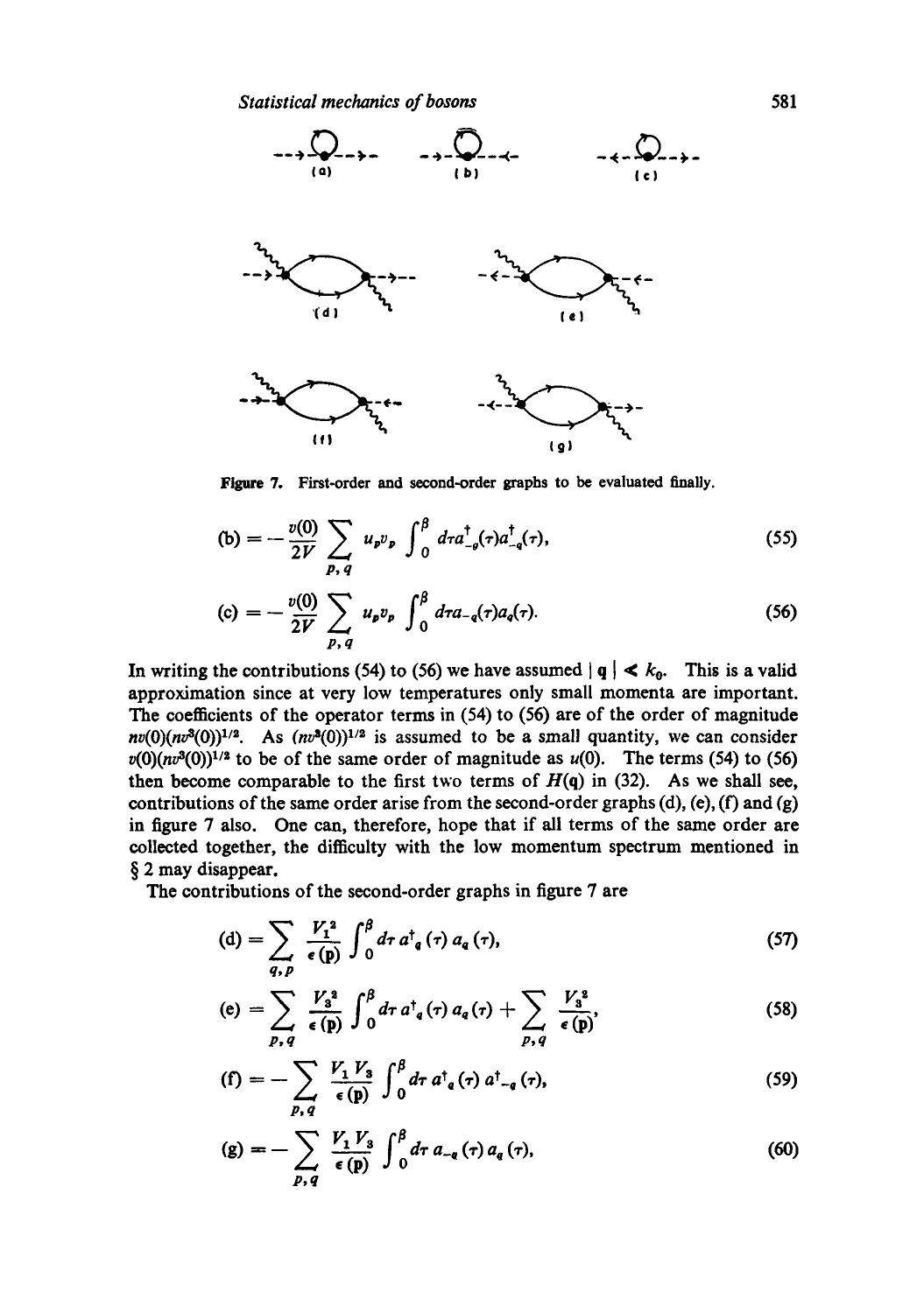**Figure 7.** First-order and second-order graphs to be evaluated finally.

$$(\text{b}) = -\frac{v(0)}{2V} \sum_{p,q} u_p v_p \int_0^\beta d\tau a^\dagger_{-q}(\tau) a^\dagger_{-q}(\tau), \tag{55}$$

$$(\text{c}) = -\frac{v(0)}{2V} \sum_{p,q} u_p v_p \int_0^\beta d\tau a_{-q}(\tau) a_q(\tau). \tag{56}$$

In writing the contributions (54) to (56) we have assumed $|\mathbf{q}| \ll k_0$. This is a valid approximation since at very low temperatures only small momenta are important. The coefficients of the operator terms in (54) to (56) are of the order of magnitude $nv(0)(nv^3(0))^{1/2}$. As $(nv^3(0))^{1/2}$ is assumed to be a small quantity, we can consider $v(0)(nv^3(0))^{1/2}$ to be of the same order of magnitude as $u(0)$. The terms (54) to (56) then become comparable to the first two terms of $H(\mathbf{q})$ in (32). As we shall see, contributions of the same order arise from the second-order graphs (d), (e), (f) and (g) in figure 7 also. One can, therefore, hope that if all terms of the same order are collected together, the difficulty with the low momentum spectrum mentioned in § 2 may disappear.

The contributions of the second-order graphs in figure 7 are

$$(\text{d}) = \sum_{q,p} \frac{V_1^2}{\epsilon(\mathbf{p})} \int_0^\beta d\tau\, a^\dagger_q(\tau)\, a_q(\tau), \tag{57}$$

$$(\text{e}) = \sum_{p,q} \frac{V_3^2}{\epsilon(\mathbf{p})} \int_0^\beta d\tau\, a^\dagger_q(\tau)\, a_q(\tau) + \sum_{p,q} \frac{V_3^2}{\epsilon(\mathbf{p})}, \tag{58}$$

$$(\text{f}) = -\sum_{p,q} \frac{V_1 V_3}{\epsilon(\mathbf{p})} \int_0^\beta d\tau\, a^\dagger_q(\tau)\, a^\dagger_{-q}(\tau), \tag{59}$$

$$(\text{g}) = -\sum_{p,q} \frac{V_1 V_3}{\epsilon(\mathbf{p})} \int_0^\beta d\tau\, a_{-q}(\tau)\, a_q(\tau), \tag{60}$$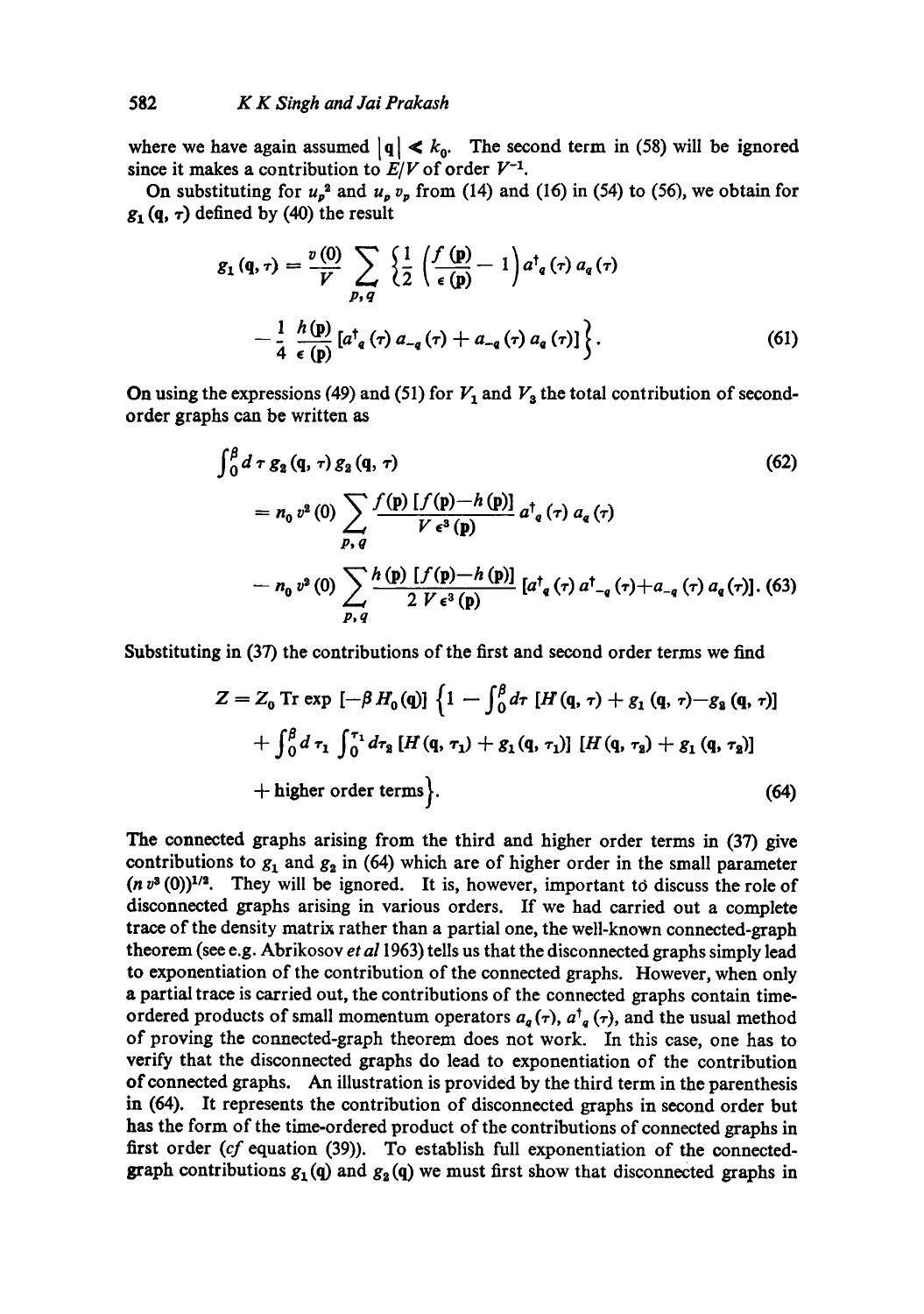where we have again assumed $|\mathbf{q}| \ll k_0$. The second term in (58) will be ignored since it makes a contribution to $E/V$ of order $V^{-1}$.

On substituting for $u_p^2$ and $u_p v_p$ from (14) and (16) in (54) to (56), we obtain for $g_1(\mathbf{q}, \tau)$ defined by (40) the result

$$g_1(\mathbf{q}, \tau) = \frac{v(0)}{V} \sum_{p,q} \left\{ \frac{1}{2} \left( \frac{f(\mathbf{p})}{\epsilon(\mathbf{p})} - 1 \right) a^\dagger_q(\tau)\, a_q(\tau) - \frac{1}{4} \frac{h(\mathbf{p})}{\epsilon(\mathbf{p})} \left[ a^\dagger_q(\tau)\, a_{-q}(\tau) + a_{-q}(\tau)\, a_q(\tau) \right] \right\}. \tag{61}$$

On using the expressions (49) and (51) for $V_1$ and $V_3$ the total contribution of second-order graphs can be written as

$$\int_0^\beta d\tau\, g_2(\mathbf{q}, \tau)\, g_2(\mathbf{q}, \tau) \tag{62}$$

$$= n_0\, v^2(0) \sum_{p,q} \frac{f(\mathbf{p})\,[f(\mathbf{p}) - h(\mathbf{p})]}{V\, \epsilon^3(\mathbf{p})}\, a^\dagger_q(\tau)\, a_q(\tau) - n_0\, v^2(0) \sum_{p,q} \frac{h(\mathbf{p})\,[f(\mathbf{p}) - h(\mathbf{p})]}{2\, V\, \epsilon^3(\mathbf{p})} \left[ a^\dagger_q(\tau)\, a^\dagger_{-q}(\tau) + a_{-q}(\tau)\, a_q(\tau) \right]. \tag{63}$$

Substituting in (37) the contributions of the first and second order terms we find

$$Z = Z_0 \operatorname{Tr} \exp\left[-\beta H_0(\mathbf{q})\right] \Big\{ 1 - \int_0^\beta d\tau \left[ H(\mathbf{q}, \tau) + g_1(\mathbf{q}, \tau) - g_2(\mathbf{q}, \tau) \right] + \int_0^\beta d\tau_1 \int_0^{\tau_1} d\tau_2 \left[ H(\mathbf{q}, \tau_1) + g_1(\mathbf{q}, \tau_1) \right] \left[ H(\mathbf{q}, \tau_2) + g_1(\mathbf{q}, \tau_2) \right] + \text{higher order terms} \Big\}. \tag{64}$$

The connected graphs arising from the third and higher order terms in (37) give contributions to $g_1$ and $g_2$ in (64) which are of higher order in the small parameter $(n v^3(0))^{1/2}$. They will be ignored. It is, however, important to discuss the role of disconnected graphs arising in various orders. If we had carried out a complete trace of the density matrix rather than a partial one, the well-known connected-graph theorem (see e.g. Abrikosov *et al* 1963) tells us that the disconnected graphs simply lead to exponentiation of the contribution of the connected graphs. However, when only a partial trace is carried out, the contributions of the connected graphs contain time-ordered products of small momentum operators $a_q(\tau)$, $a^\dagger_q(\tau)$, and the usual method of proving the connected-graph theorem does not work. In this case, one has to verify that the disconnected graphs do lead to exponentiation of the contribution of connected graphs. An illustration is provided by the third term in the parenthesis in (64). It represents the contribution of disconnected graphs in second order but has the form of the time-ordered product of the contributions of connected graphs in first order (*cf* equation (39)). To establish full exponentiation of the connected-graph contributions $g_1(\mathbf{q})$ and $g_2(\mathbf{q})$ we must first show that disconnected graphs in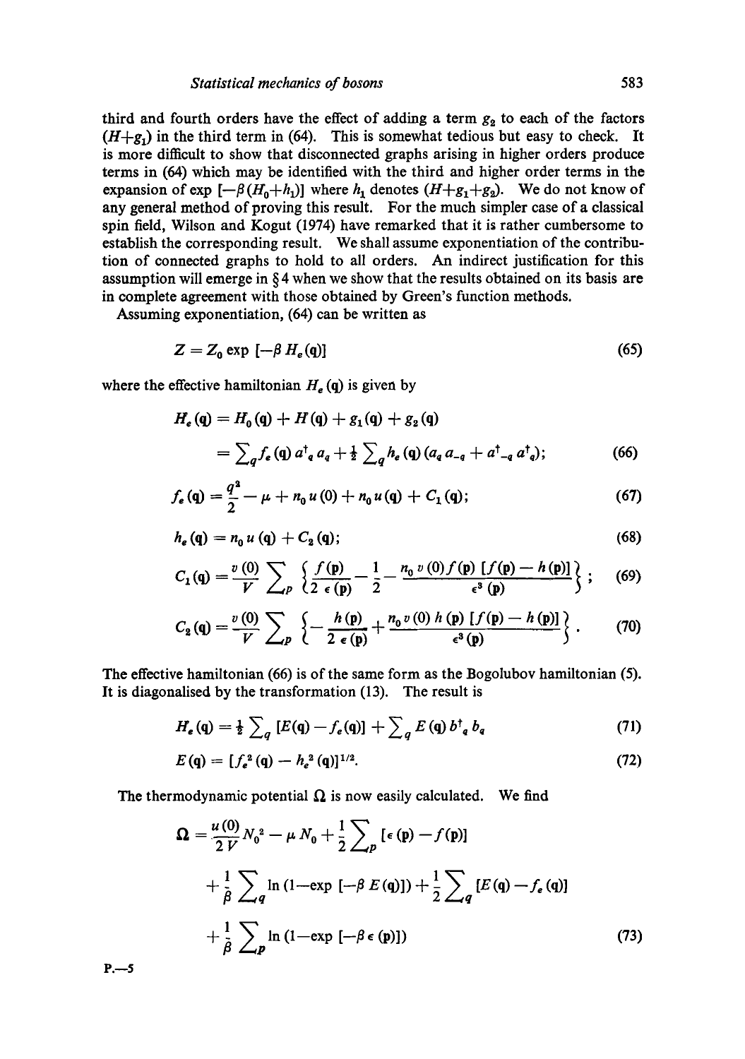third and fourth orders have the effect of adding a term $g_2$ to each of the factors $(H+g_1)$ in the third term in (64). This is somewhat tedious but easy to check. It is more difficult to show that disconnected graphs arising in higher orders produce terms in (64) which may be identified with the third and higher order terms in the expansion of $\exp[-\beta(H_0+h_1)]$ where $h_1$ denotes $(H+g_1+g_2)$. We do not know of any general method of proving this result. For the much simpler case of a classical spin field, Wilson and Kogut (1974) have remarked that it is rather cumbersome to establish the corresponding result. We shall assume exponentiation of the contribution of connected graphs to hold to all orders. An indirect justification for this assumption will emerge in § 4 when we show that the results obtained on its basis are in complete agreement with those obtained by Green's function methods.

Assuming exponentiation, (64) can be written as

$$Z = Z_0 \exp[-\beta H_e(\mathbf{q})] \tag{65}$$

where the effective hamiltonian $H_e(\mathbf{q})$ is given by

$$\begin{aligned} H_e(\mathbf{q}) &= H_0(\mathbf{q}) + H(\mathbf{q}) + g_1(\mathbf{q}) + g_2(\mathbf{q}) \\ &= \sum_q f_e(\mathbf{q})\, a^\dagger_q a_q + \tfrac{1}{2} \sum_q h_e(\mathbf{q})\,(a_q a_{-q} + a^\dagger_{-q} a^\dagger_q); \end{aligned} \tag{66}$$

$$f_e(\mathbf{q}) = \frac{q^2}{2} - \mu + n_0 u(0) + n_0 u(\mathbf{q}) + C_1(\mathbf{q}); \tag{67}$$

$$h_e(\mathbf{q}) = n_0 u(\mathbf{q}) + C_2(\mathbf{q}); \tag{68}$$

$$C_1(\mathbf{q}) = \frac{v(0)}{V} \sum_p \left\{ \frac{f(\mathbf{p})}{2\,\epsilon(\mathbf{p})} - \frac{1}{2} - \frac{n_0 v(0) f(\mathbf{p})\,[f(\mathbf{p}) - h(\mathbf{p})]}{\epsilon^3(\mathbf{p})} \right\}; \tag{69}$$

$$C_2(\mathbf{q}) = \frac{v(0)}{V} \sum_p \left\{ -\frac{h(\mathbf{p})}{2\,\epsilon(\mathbf{p})} + \frac{n_0 v(0)\, h(\mathbf{p})\,[f(\mathbf{p}) - h(\mathbf{p})]}{\epsilon^3(\mathbf{p})} \right\}. \tag{70}$$

The effective hamiltonian (66) is of the same form as the Bogolubov hamiltonian (5). It is diagonalised by the transformation (13). The result is

$$H_e(\mathbf{q}) = \tfrac{1}{2} \sum_q [E(\mathbf{q}) - f_e(\mathbf{q})] + \sum_q E(\mathbf{q})\, b^\dagger_q b_q \tag{71}$$

$$E(\mathbf{q}) = [f_e^2(\mathbf{q}) - h_e^2(\mathbf{q})]^{1/2}. \tag{72}$$

The thermodynamic potential $\Omega$ is now easily calculated. We find

$$\begin{aligned} \Omega = {} & \frac{u(0)}{2V} N_0^2 - \mu N_0 + \frac{1}{2} \sum_p [\epsilon(\mathbf{p}) - f(\mathbf{p})] \\ & + \frac{1}{\beta} \sum_q \ln(1 - \exp[-\beta E(\mathbf{q})]) + \frac{1}{2} \sum_q [E(\mathbf{q}) - f_e(\mathbf{q})] \\ & + \frac{1}{\beta} \sum_p \ln(1 - \exp[-\beta\, \epsilon(\mathbf{p})]) \end{aligned} \tag{73}$$

P.—5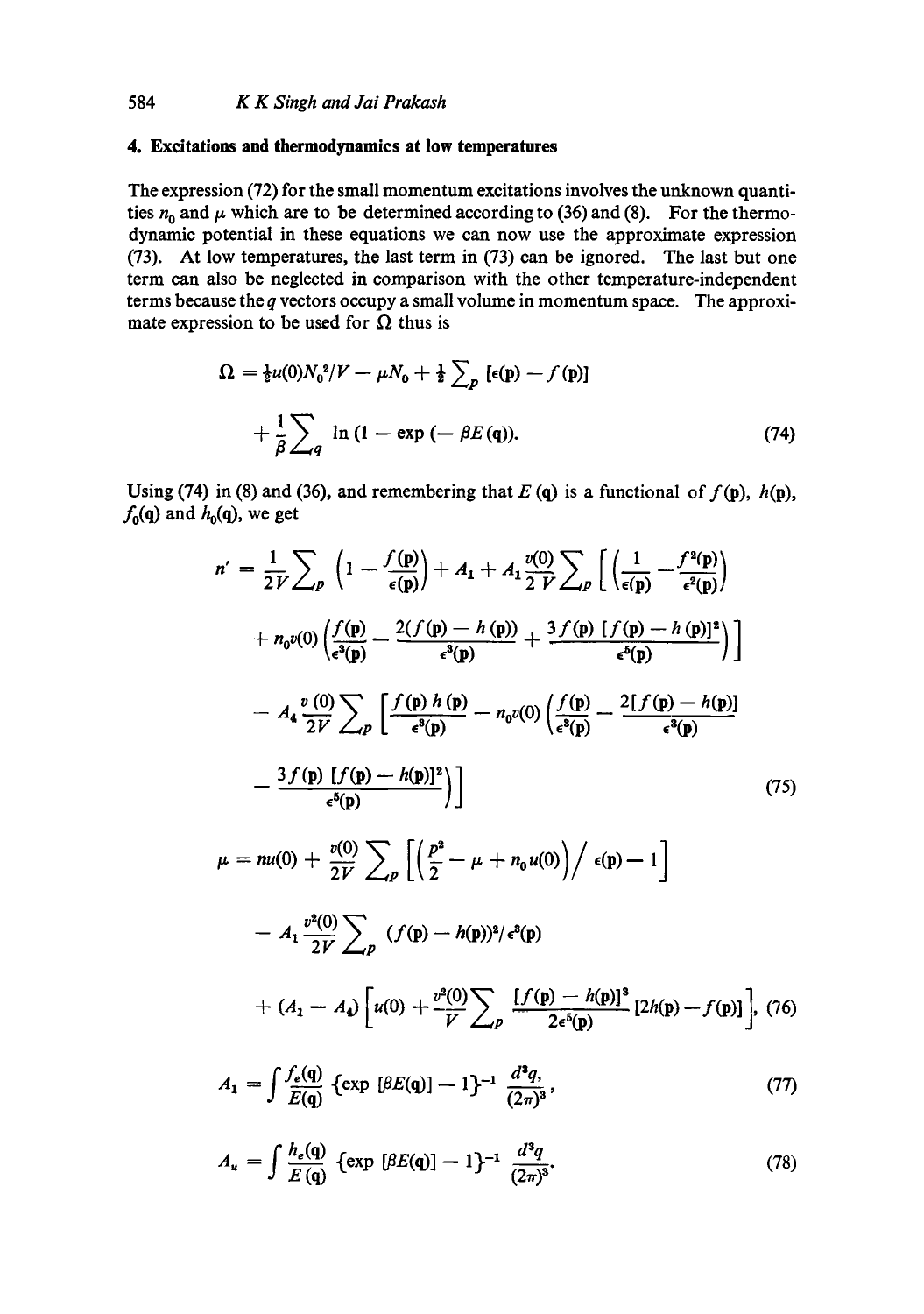## 4. Excitations and thermodynamics at low temperatures

The expression (72) for the small momentum excitations involves the unknown quantities $n_0$ and $\mu$ which are to be determined according to (36) and (8). For the thermodynamic potential in these equations we can now use the approximate expression (73). At low temperatures, the last term in (73) can be ignored. The last but one term can also be neglected in comparison with the other temperature-independent terms because the $q$ vectors occupy a small volume in momentum space. The approximate expression to be used for $\Omega$ thus is

$$\Omega = \tfrac{1}{2}u(0)N_0^2/V - \mu N_0 + \tfrac{1}{2}\sum_p [\epsilon(\mathbf{p}) - f(\mathbf{p})] + \frac{1}{\beta}\sum_q \ln(1 - \exp(-\beta E(\mathbf{q})). \tag{74}$$

Using (74) in (8) and (36), and remembering that $E(\mathbf{q})$ is a functional of $f(\mathbf{p})$, $h(\mathbf{p})$, $f_0(\mathbf{q})$ and $h_0(\mathbf{q})$, we get

$$\begin{aligned} n' = {} & \frac{1}{2V}\sum_p \left(1 - \frac{f(\mathbf{p})}{\epsilon(\mathbf{p})}\right) + A_1 + A_1 \frac{v(0)}{2V}\sum_p \Bigg[\left(\frac{1}{\epsilon(\mathbf{p})} - \frac{f^2(\mathbf{p})}{\epsilon^2(\mathbf{p})}\right) \\ & + n_0 v(0)\left(\frac{f(\mathbf{p})}{\epsilon^3(\mathbf{p})} - \frac{2(f(\mathbf{p}) - h(\mathbf{p}))}{\epsilon^3(\mathbf{p})} + \frac{3f(\mathbf{p})\,[f(\mathbf{p}) - h(\mathbf{p})]^2}{\epsilon^5(\mathbf{p})}\right)\Bigg] \\ & - A_4 \frac{v(0)}{2V}\sum_p \Bigg[\frac{f(\mathbf{p})\,h(\mathbf{p})}{\epsilon^3(\mathbf{p})} - n_0 v(0)\left(\frac{f(\mathbf{p})}{\epsilon^3(\mathbf{p})} - \frac{2[f(\mathbf{p}) - h(\mathbf{p})]}{\epsilon^3(\mathbf{p})} \right. \\ & \left. - \frac{3f(\mathbf{p})\,[f(\mathbf{p}) - h(\mathbf{p})]^2}{\epsilon^5(\mathbf{p})}\right)\Bigg] \end{aligned} \tag{75}$$

$$\begin{aligned} \mu = {} & nu(0) + \frac{v(0)}{2V}\sum_p \left[\left(\frac{p^2}{2} - \mu + n_0 u(0)\right)\Big/\,\epsilon(\mathbf{p}) - 1\right] \\ & - A_1 \frac{v^2(0)}{2V}\sum_p (f(\mathbf{p}) - h(\mathbf{p}))^2/\epsilon^3(\mathbf{p}) \\ & + (A_1 - A_4)\left[u(0) + \frac{v^2(0)}{V}\sum_p \frac{[f(\mathbf{p}) - h(\mathbf{p})]^3}{2\epsilon^5(\mathbf{p})}\,[2h(\mathbf{p}) - f(\mathbf{p})]\right], \end{aligned} \tag{76}$$

$$A_1 = \int \frac{f_e(\mathbf{q})}{E(\mathbf{q})}\,\{\exp[\beta E(\mathbf{q})] - 1\}^{-1}\,\frac{d^3 q}{(2\pi)^3}, \tag{77}$$

$$A_u = \int \frac{h_e(\mathbf{q})}{E(\mathbf{q})}\,\{\exp[\beta E(\mathbf{q})] - 1\}^{-1}\,\frac{d^3 q}{(2\pi)^3}. \tag{78}$$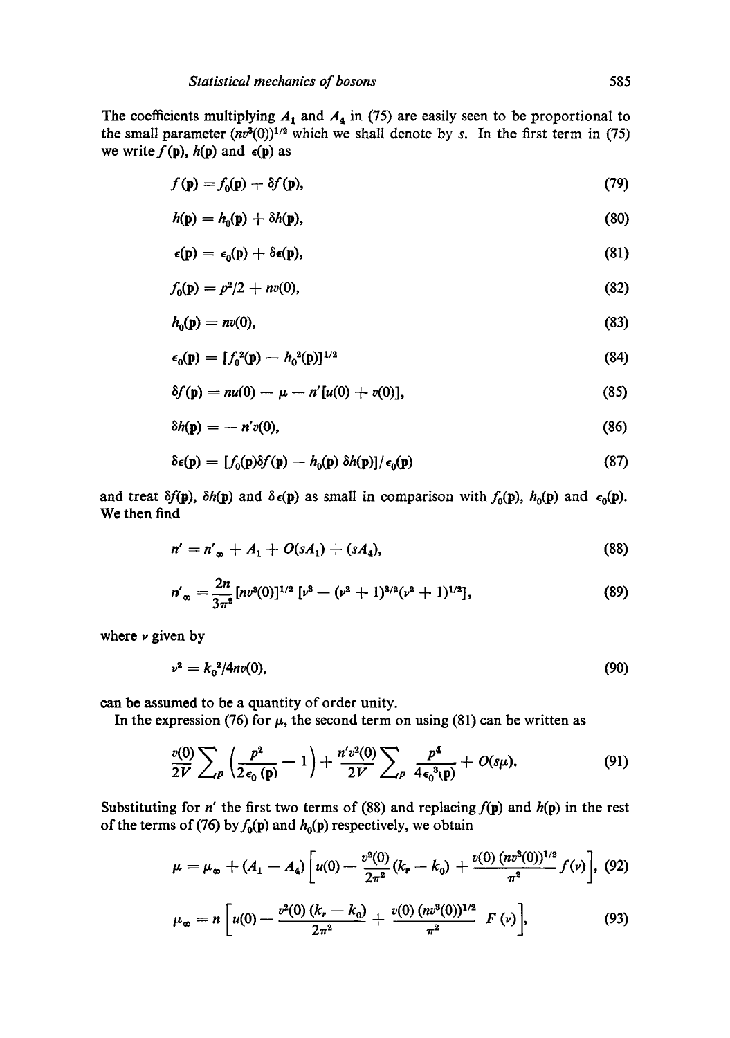The coefficients multiplying $A_1$ and $A_4$ in (75) are easily seen to be proportional to the small parameter $(nv^3(0))^{1/2}$ which we shall denote by $s$. In the first term in (75) we write $f(\mathbf{p})$, $h(\mathbf{p})$ and $\epsilon(\mathbf{p})$ as

$$f(\mathbf{p}) = f_0(\mathbf{p}) + \delta f(\mathbf{p}), \tag{79}$$

$$h(\mathbf{p}) = h_0(\mathbf{p}) + \delta h(\mathbf{p}), \tag{80}$$

$$\epsilon(\mathbf{p}) = \epsilon_0(\mathbf{p}) + \delta\epsilon(\mathbf{p}), \tag{81}$$

$$f_0(\mathbf{p}) = p^2/2 + nv(0), \tag{82}$$

$$h_0(\mathbf{p}) = nv(0), \tag{83}$$

$$\epsilon_0(\mathbf{p}) = [f_0^2(\mathbf{p}) - h_0^2(\mathbf{p})]^{1/2} \tag{84}$$

$$\delta f(\mathbf{p}) = nu(0) - \mu - n'[u(0) + v(0)], \tag{85}$$

$$\delta h(\mathbf{p}) = -n'v(0), \tag{86}$$

$$\delta\epsilon(\mathbf{p}) = [f_0(\mathbf{p})\delta f(\mathbf{p}) - h_0(\mathbf{p})\,\delta h(\mathbf{p})]/\epsilon_0(\mathbf{p}) \tag{87}$$

and treat $\delta f(\mathbf{p})$, $\delta h(\mathbf{p})$ and $\delta\epsilon(\mathbf{p})$ as small in comparison with $f_0(\mathbf{p})$, $h_0(\mathbf{p})$ and $\epsilon_0(\mathbf{p})$. We then find

$$n' = n'_\infty + A_1 + O(sA_1) + (sA_4), \tag{88}$$

$$n'_\infty = \frac{2n}{3\pi^2}[nv^3(0)]^{1/2}\,[\nu^3 - (\nu^2+1)^{3/2}(\nu^2+1)^{1/2}], \tag{89}$$

where $\nu$ given by

$$\nu^2 = k_0^2/4nv(0), \tag{90}$$

can be assumed to be a quantity of order unity.

In the expression (76) for $\mu$, the second term on using (81) can be written as

$$\frac{v(0)}{2V}\sum_p\left(\frac{p^2}{2\epsilon_0(\mathbf{p})} - 1\right) + \frac{n'v^2(0)}{2V}\sum_p\frac{p^4}{4\epsilon_0^3(\mathbf{p})} + O(s\mu). \tag{91}$$

Substituting for $n'$ the first two terms of (88) and replacing $f(\mathbf{p})$ and $h(\mathbf{p})$ in the rest of the terms of (76) by $f_0(\mathbf{p})$ and $h_0(\mathbf{p})$ respectively, we obtain

$$\mu = \mu_\infty + (A_1 - A_4)\left[u(0) - \frac{v^2(0)}{2\pi^2}(k_r - k_0) + \frac{v(0)\,(nv^3(0))^{1/2}}{\pi^2}f(\nu)\right], \tag{92}$$

$$\mu_\infty = n\left[u(0) - \frac{v^2(0)\,(k_r - k_0)}{2\pi^2} + \frac{v(0)\,(nv^3(0))^{1/2}}{\pi^2}\;F(\nu)\right], \tag{93}$$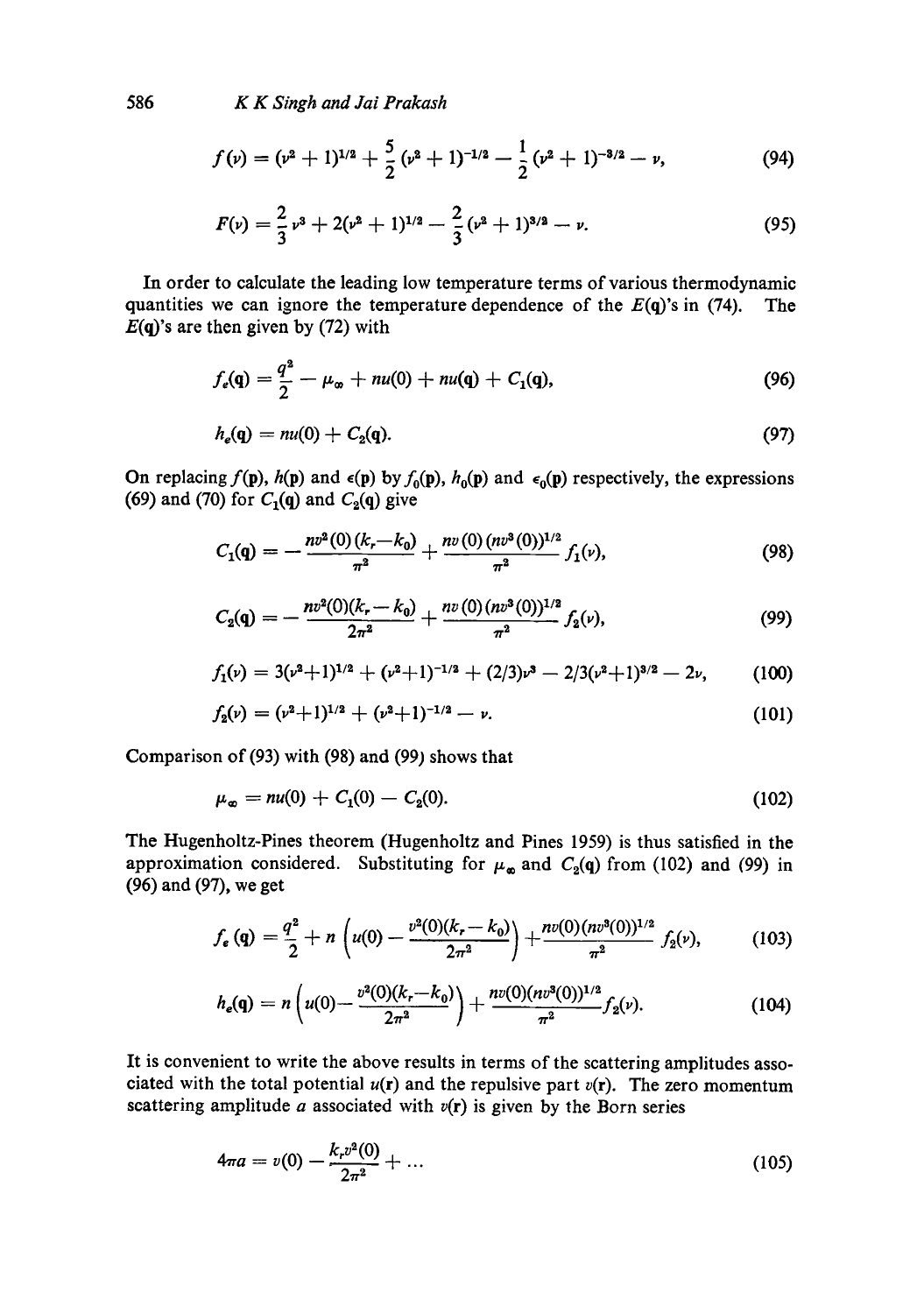$$f(\nu) = (\nu^2 + 1)^{1/2} + \frac{5}{2}(\nu^2 + 1)^{-1/2} - \frac{1}{2}(\nu^2 + 1)^{-3/2} - \nu, \tag{94}$$

$$F(\nu) = \frac{2}{3}\nu^3 + 2(\nu^2 + 1)^{1/2} - \frac{2}{3}(\nu^2 + 1)^{3/2} - \nu. \tag{95}$$

In order to calculate the leading low temperature terms of various thermodynamic quantities we can ignore the temperature dependence of the $E(\mathbf{q})$'s in (74). The $E(\mathbf{q})$'s are then given by (72) with

$$f_e(\mathbf{q}) = \frac{q^2}{2} - \mu_\infty + nu(0) + nu(\mathbf{q}) + C_1(\mathbf{q}), \tag{96}$$

$$h_e(\mathbf{q}) = nu(0) + C_2(\mathbf{q}). \tag{97}$$

On replacing $f(\mathbf{p})$, $h(\mathbf{p})$ and $\epsilon(\mathbf{p})$ by $f_0(\mathbf{p})$, $h_0(\mathbf{p})$ and $\epsilon_0(\mathbf{p})$ respectively, the expressions (69) and (70) for $C_1(\mathbf{q})$ and $C_2(\mathbf{q})$ give

$$C_1(\mathbf{q}) = -\frac{nv^2(0)(k_r - k_0)}{\pi^2} + \frac{nv(0)(nv^3(0))^{1/2}}{\pi^2} f_1(\nu), \tag{98}$$

$$C_2(\mathbf{q}) = -\frac{nv^2(0)(k_r - k_0)}{2\pi^2} + \frac{nv(0)(nv^3(0))^{1/2}}{\pi^2} f_2(\nu), \tag{99}$$

$$f_1(\nu) = 3(\nu^2+1)^{1/2} + (\nu^2+1)^{-1/2} + (2/3)\nu^3 - 2/3(\nu^2+1)^{3/2} - 2\nu, \tag{100}$$

$$f_2(\nu) = (\nu^2+1)^{1/2} + (\nu^2+1)^{-1/2} - \nu. \tag{101}$$

Comparison of (93) with (98) and (99) shows that

$$\mu_\infty = nu(0) + C_1(0) - C_2(0). \tag{102}$$

The Hugenholtz-Pines theorem (Hugenholtz and Pines 1959) is thus satisfied in the approximation considered. Substituting for $\mu_\infty$ and $C_2(\mathbf{q})$ from (102) and (99) in (96) and (97), we get

$$f_e(\mathbf{q}) = \frac{q^2}{2} + n\left(u(0) - \frac{v^2(0)(k_r - k_0)}{2\pi^2}\right) + \frac{nv(0)(nv^3(0))^{1/2}}{\pi^2} f_2(\nu), \tag{103}$$

$$h_e(\mathbf{q}) = n\left(u(0) - \frac{v^2(0)(k_r - k_0)}{2\pi^2}\right) + \frac{nv(0)(nv^3(0))^{1/2}}{\pi^2} f_2(\nu). \tag{104}$$

It is convenient to write the above results in terms of the scattering amplitudes associated with the total potential $u(\mathbf{r})$ and the repulsive part $v(\mathbf{r})$. The zero momentum scattering amplitude $a$ associated with $v(\mathbf{r})$ is given by the Born series

$$4\pi a = v(0) - \frac{k_r v^2(0)}{2\pi^2} + \ldots \tag{105}$$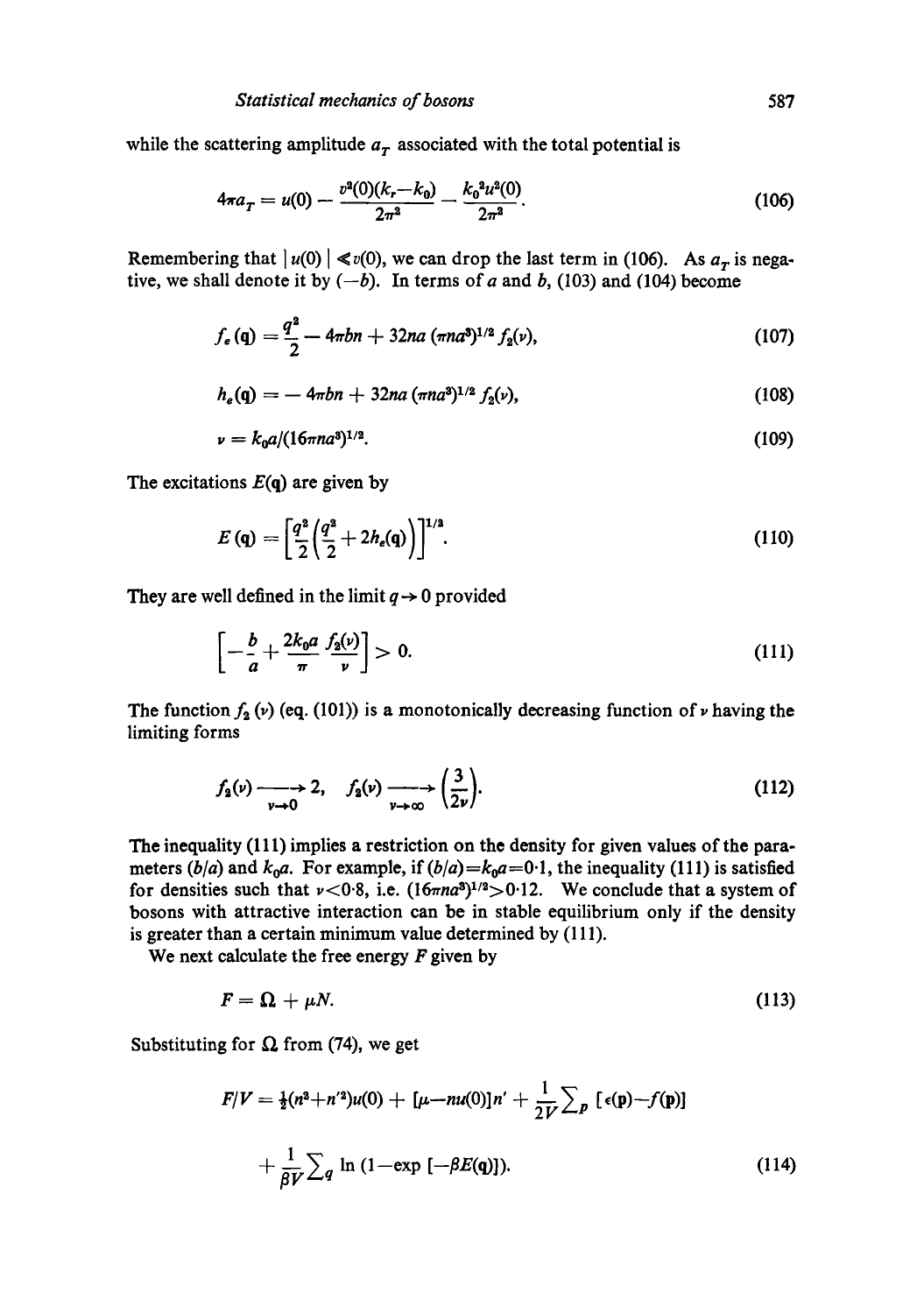while the scattering amplitude $a_T$ associated with the total potential is

$$4\pi a_T = u(0) - \frac{v^2(0)(k_r - k_0)}{2\pi^2} - \frac{k_0{}^2 u^2(0)}{2\pi^2}. \tag{106}$$

Remembering that $|u(0)| \ll v(0)$, we can drop the last term in (106). As $a_T$ is negative, we shall denote it by $(-b)$. In terms of $a$ and $b$, (103) and (104) become

$$f_e(\mathbf{q}) = \frac{q^2}{2} - 4\pi bn + 32na(\pi na^3)^{1/2} f_2(\nu), \tag{107}$$

$$h_e(\mathbf{q}) = -4\pi bn + 32na(\pi na^3)^{1/2} f_2(\nu), \tag{108}$$

$$\nu = k_0 a/(16\pi na^3)^{1/2}. \tag{109}$$

The excitations $E(\mathbf{q})$ are given by

$$E(\mathbf{q}) = \left[\frac{q^2}{2}\left(\frac{q^2}{2} + 2h_e(\mathbf{q})\right)\right]^{1/2}. \tag{110}$$

They are well defined in the limit $q \to 0$ provided

$$\left[-\frac{b}{a} + \frac{2k_0 a}{\pi} \frac{f_2(\nu)}{\nu}\right] > 0. \tag{111}$$

The function $f_2(\nu)$ (eq. (101)) is a monotonically decreasing function of $\nu$ having the limiting forms

$$f_2(\nu) \xrightarrow[\nu \to 0]{} 2, \quad f_2(\nu) \xrightarrow[\nu \to \infty]{} \left(\frac{3}{2\nu}\right). \tag{112}$$

The inequality (111) implies a restriction on the density for given values of the parameters $(b/a)$ and $k_0 a$. For example, if $(b/a) = k_0 a = 0{\cdot}1$, the inequality (111) is satisfied for densities such that $\nu < 0{\cdot}8$, i.e. $(16\pi na^3)^{1/2} > 0{\cdot}12$. We conclude that a system of bosons with attractive interaction can be in stable equilibrium only if the density is greater than a certain minimum value determined by (111).

We next calculate the free energy $F$ given by

$$F = \Omega + \mu N. \tag{113}$$

Substituting for $\Omega$ from (74), we get

$$F/V = \tfrac{1}{2}(n^2 + n'^2)u(0) + [\mu - nu(0)]n' + \frac{1}{2V}\sum_p [\epsilon(\mathbf{p}) - f(\mathbf{p})]$$

$$+ \frac{1}{\beta V}\sum_q \ln(1 - \exp[-\beta E(\mathbf{q})]). \tag{114}$$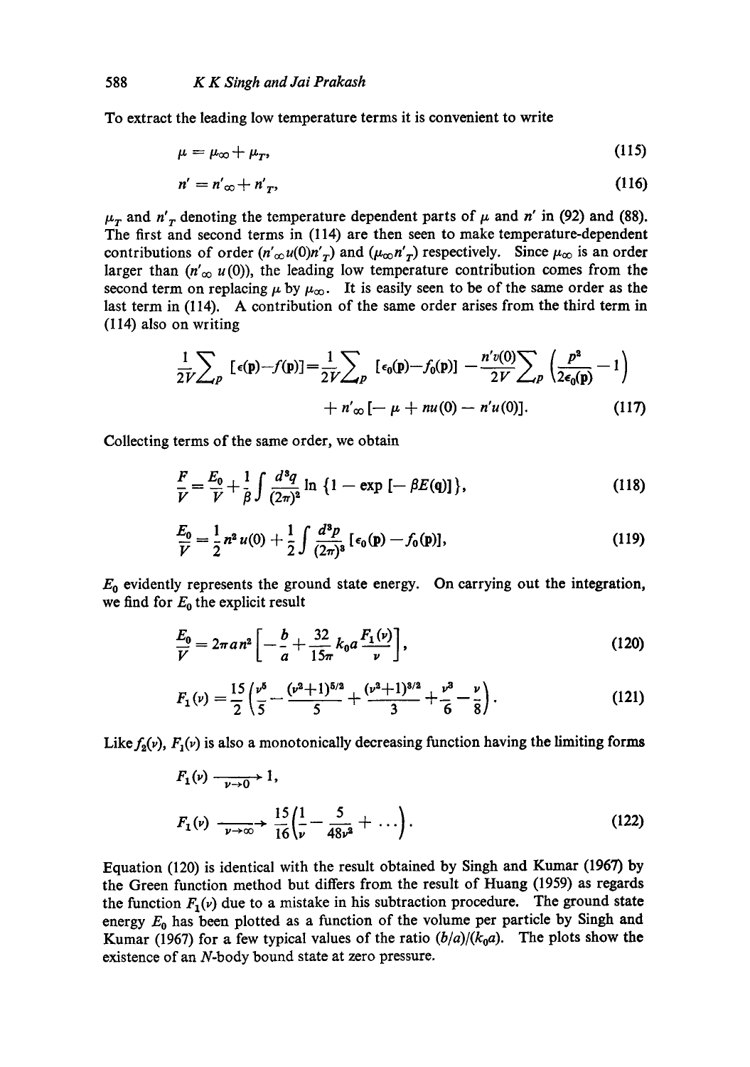To extract the leading low temperature terms it is convenient to write

$$\mu = \mu_\infty + \mu_T, \tag{115}$$

$$n' = n'_\infty + n'_T, \tag{116}$$

$\mu_T$ and $n'_T$ denoting the temperature dependent parts of $\mu$ and $n'$ in (92) and (88). The first and second terms in (114) are then seen to make temperature-dependent contributions of order $(n'_\infty u(0) n'_T)$ and $(\mu_\infty n'_T)$ respectively. Since $\mu_\infty$ is an order larger than $(n'_\infty\, u(0))$, the leading low temperature contribution comes from the second term on replacing $\mu$ by $\mu_\infty$. It is easily seen to be of the same order as the last term in (114). A contribution of the same order arises from the third term in (114) also on writing

$$\frac{1}{2V}\sum_p [\epsilon(\mathbf{p}) - f(\mathbf{p})] = \frac{1}{2V}\sum_p [\epsilon_0(\mathbf{p}) - f_0(\mathbf{p})] - \frac{n'v(0)}{2V}\sum_p \left(\frac{p^2}{2\epsilon_0(\mathbf{p})} - 1\right)$$
$$+ n'_\infty[-\mu + nu(0) - n'u(0)]. \tag{117}$$

Collecting terms of the same order, we obtain

$$\frac{F}{V} = \frac{E_0}{V} + \frac{1}{\beta}\int \frac{d^3q}{(2\pi)^3} \ln\{1 - \exp[-\beta E(\mathbf{q})]\}, \tag{118}$$

$$\frac{E_0}{V} = \frac{1}{2}n^2 u(0) + \frac{1}{2}\int \frac{d^3p}{(2\pi)^3}[\epsilon_0(\mathbf{p}) - f_0(\mathbf{p})], \tag{119}$$

$E_0$ evidently represents the ground state energy. On carrying out the integration, we find for $E_0$ the explicit result

$$\frac{E_0}{V} = 2\pi a n^2 \left[-\frac{b}{a} + \frac{32}{15\pi} k_0 a \frac{F_1(\nu)}{\nu}\right], \tag{120}$$

$$F_1(\nu) = \frac{15}{2}\left(\frac{\nu^5}{5} - \frac{(\nu^2+1)^{5/2}}{5} + \frac{(\nu^2+1)^{3/2}}{3} + \frac{\nu^3}{6} - \frac{\nu}{8}\right). \tag{121}$$

Like $f_2(\nu)$, $F_1(\nu)$ is also a monotonically decreasing function having the limiting forms

$$F_1(\nu) \xrightarrow[\nu\to 0]{} 1,$$

$$F_1(\nu) \xrightarrow[\nu\to\infty]{} \frac{15}{16}\left(\frac{1}{\nu} - \frac{5}{48\nu^3} + \ldots\right). \tag{122}$$

Equation (120) is identical with the result obtained by Singh and Kumar (1967) by the Green function method but differs from the result of Huang (1959) as regards the function $F_1(\nu)$ due to a mistake in his subtraction procedure. The ground state energy $E_0$ has been plotted as a function of the volume per particle by Singh and Kumar (1967) for a few typical values of the ratio $(b/a)/(k_0 a)$. The plots show the existence of an $N$-body bound state at zero pressure.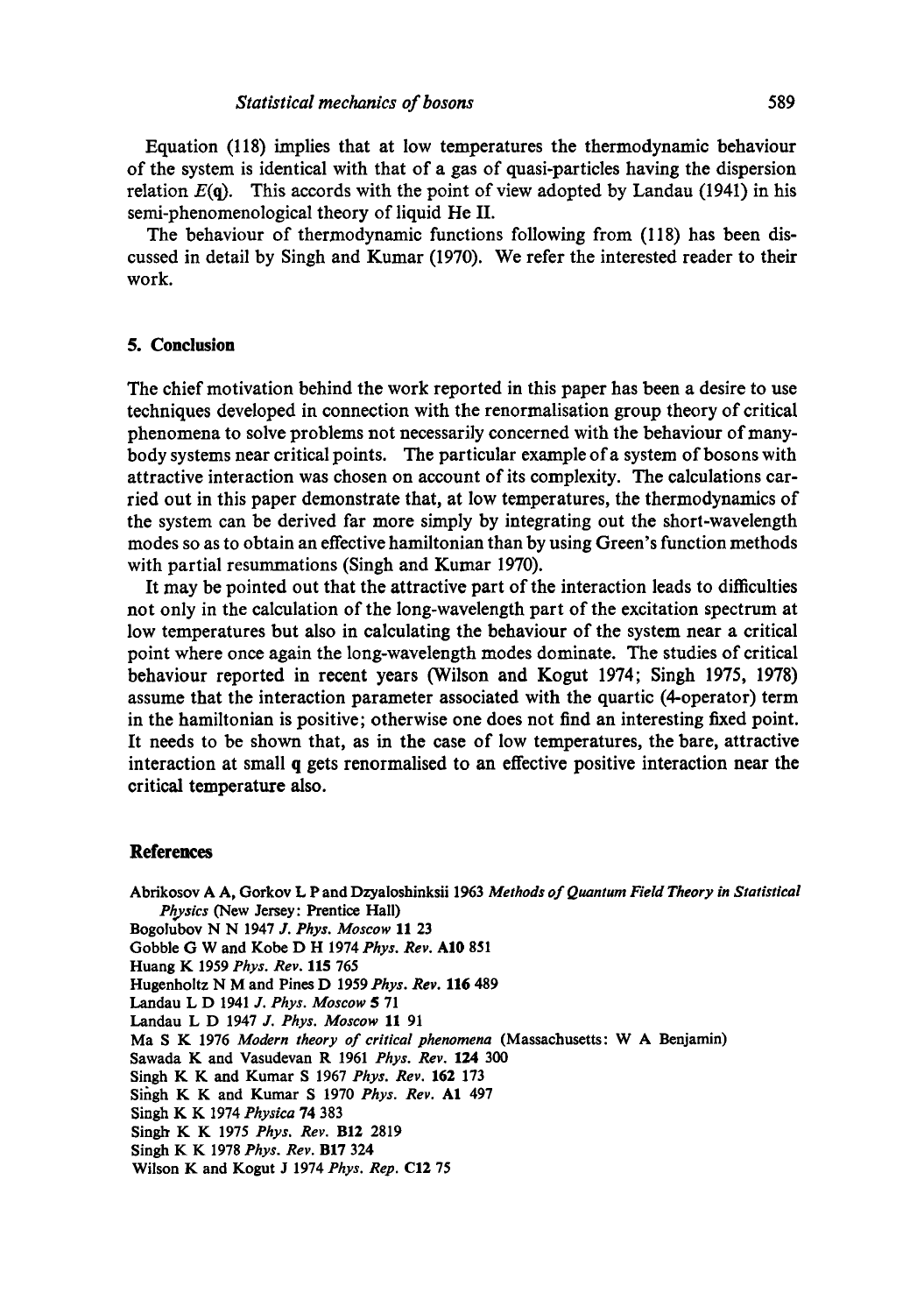Equation (118) implies that at low temperatures the thermodynamic behaviour of the system is identical with that of a gas of quasi-particles having the dispersion relation $E(\mathbf{q})$. This accords with the point of view adopted by Landau (1941) in his semi-phenomenological theory of liquid He II.

The behaviour of thermodynamic functions following from (118) has been discussed in detail by Singh and Kumar (1970). We refer the interested reader to their work.

## 5. Conclusion

The chief motivation behind the work reported in this paper has been a desire to use techniques developed in connection with the renormalisation group theory of critical phenomena to solve problems not necessarily concerned with the behaviour of many-body systems near critical points. The particular example of a system of bosons with attractive interaction was chosen on account of its complexity. The calculations carried out in this paper demonstrate that, at low temperatures, the thermodynamics of the system can be derived far more simply by integrating out the short-wavelength modes so as to obtain an effective hamiltonian than by using Green's function methods with partial resummations (Singh and Kumar 1970).

It may be pointed out that the attractive part of the interaction leads to difficulties not only in the calculation of the long-wavelength part of the excitation spectrum at low temperatures but also in calculating the behaviour of the system near a critical point where once again the long-wavelength modes dominate. The studies of critical behaviour reported in recent years (Wilson and Kogut 1974; Singh 1975, 1978) assume that the interaction parameter associated with the quartic (4-operator) term in the hamiltonian is positive; otherwise one does not find an interesting fixed point. It needs to be shown that, as in the case of low temperatures, the bare, attractive interaction at small $\mathbf{q}$ gets renormalised to an effective positive interaction near the critical temperature also.

## References

Abrikosov A A, Gorkov L P and Dzyaloshinksii 1963 *Methods of Quantum Field Theory in Statistical Physics* (New Jersey: Prentice Hall)

Bogolubov N N 1947 *J. Phys. Moscow* **11** 23

Gobble G W and Kobe D H 1974 *Phys. Rev.* **A10** 851

Huang K 1959 *Phys. Rev.* **115** 765

Hugenholtz N M and Pines D 1959 *Phys. Rev.* **116** 489

Landau L D 1941 *J. Phys. Moscow* **5** 71

Landau L D 1947 *J. Phys. Moscow* **11** 91

Ma S K 1976 *Modern theory of critical phenomena* (Massachusetts: W A Benjamin)

Sawada K and Vasudevan R 1961 *Phys. Rev.* **124** 300

Singh K K and Kumar S 1967 *Phys. Rev.* **162** 173

Singh K K and Kumar S 1970 *Phys. Rev.* **A1** 497

Singh K K 1974 *Physica* **74** 383

Singh K K 1975 *Phys. Rev.* **B12** 2819

Singh K K 1978 *Phys. Rev.* **B17** 324

Wilson K and Kogut J 1974 *Phys. Rep.* **C12** 75